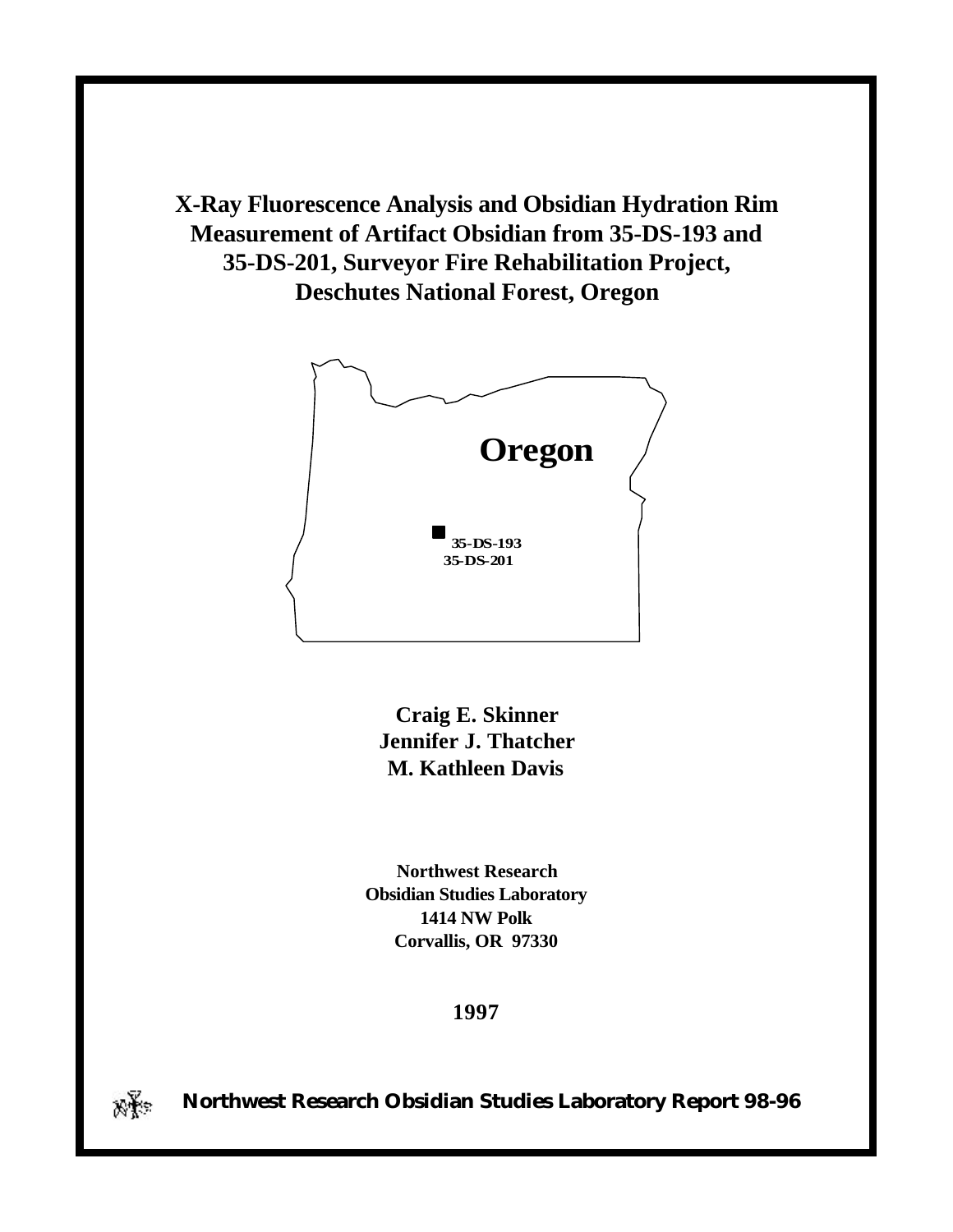# X-Ray Fluorescence Analysis and Obsidian Hydration Rim Measurement of Artifact Obsidian from 35-DS-193 and 35-DS-201, Surveyor Fire Rehabilitation Project, Deschutes National Forest, Oregon

**Oregon**

**35-DS-193**
**35-DS-201**

**Craig E. Skinner**
**Jennifer J. Thatcher**
**M. Kathleen Davis**

**Northwest Research**
**Obsidian Studies Laboratory**
**1414 NW Polk**
**Corvallis, OR 97330**

**1997**

**Northwest Research Obsidian Studies Laboratory Report 98-96**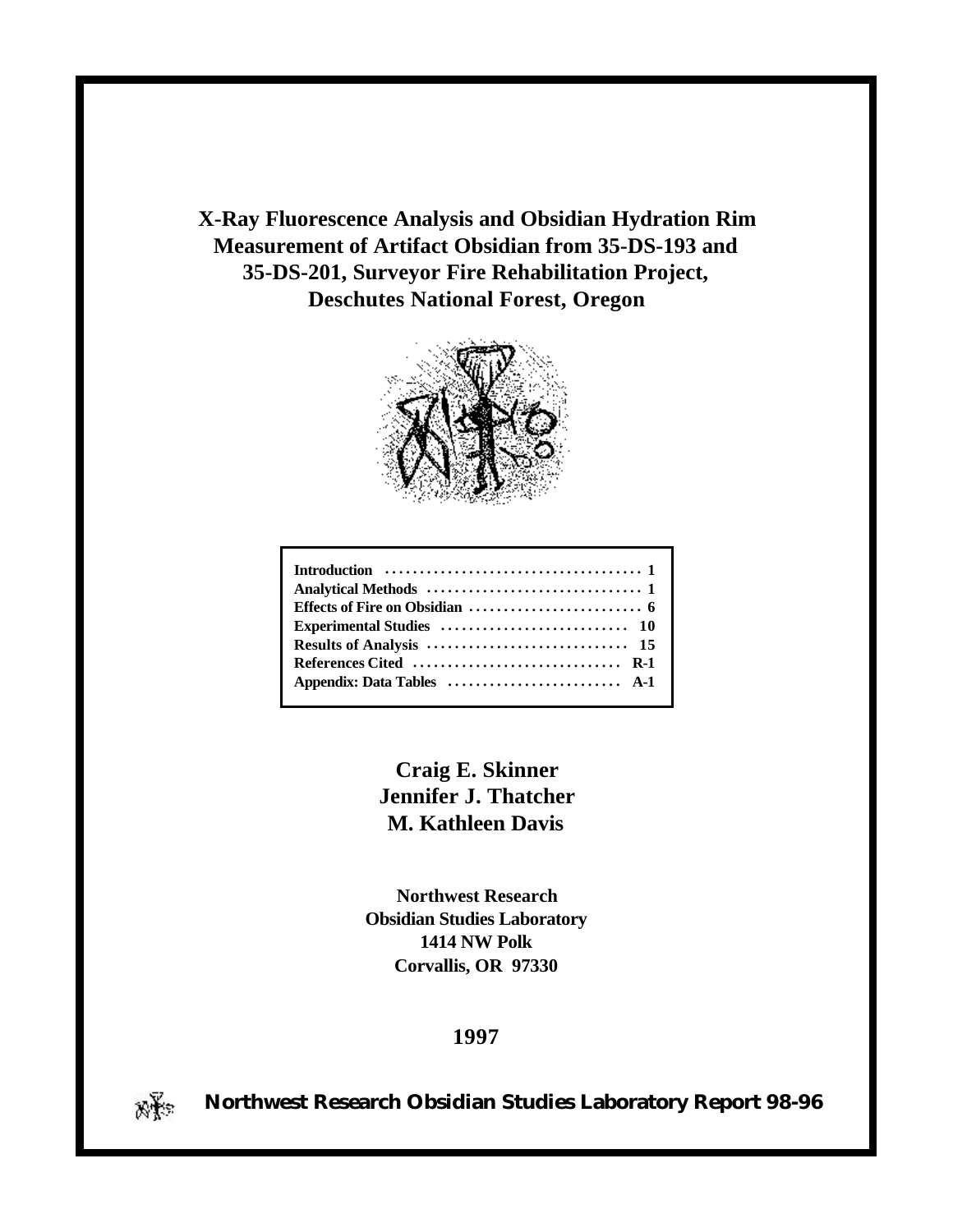# X-Ray Fluorescence Analysis and Obsidian Hydration Rim Measurement of Artifact Obsidian from 35-DS-193 and 35-DS-201, Surveyor Fire Rehabilitation Project, Deschutes National Forest, Oregon

| | |
|---|---|
| **Introduction** | **1** |
| **Analytical Methods** | **1** |
| **Effects of Fire on Obsidian** | **6** |
| **Experimental Studies** | **10** |
| **Results of Analysis** | **15** |
| **References Cited** | **R-1** |
| **Appendix: Data Tables** | **A-1** |

**Craig E. Skinner**
**Jennifer J. Thatcher**
**M. Kathleen Davis**

**Northwest Research**
**Obsidian Studies Laboratory**
**1414 NW Polk**
**Corvallis, OR 97330**

**1997**

**Northwest Research Obsidian Studies Laboratory Report 98-96**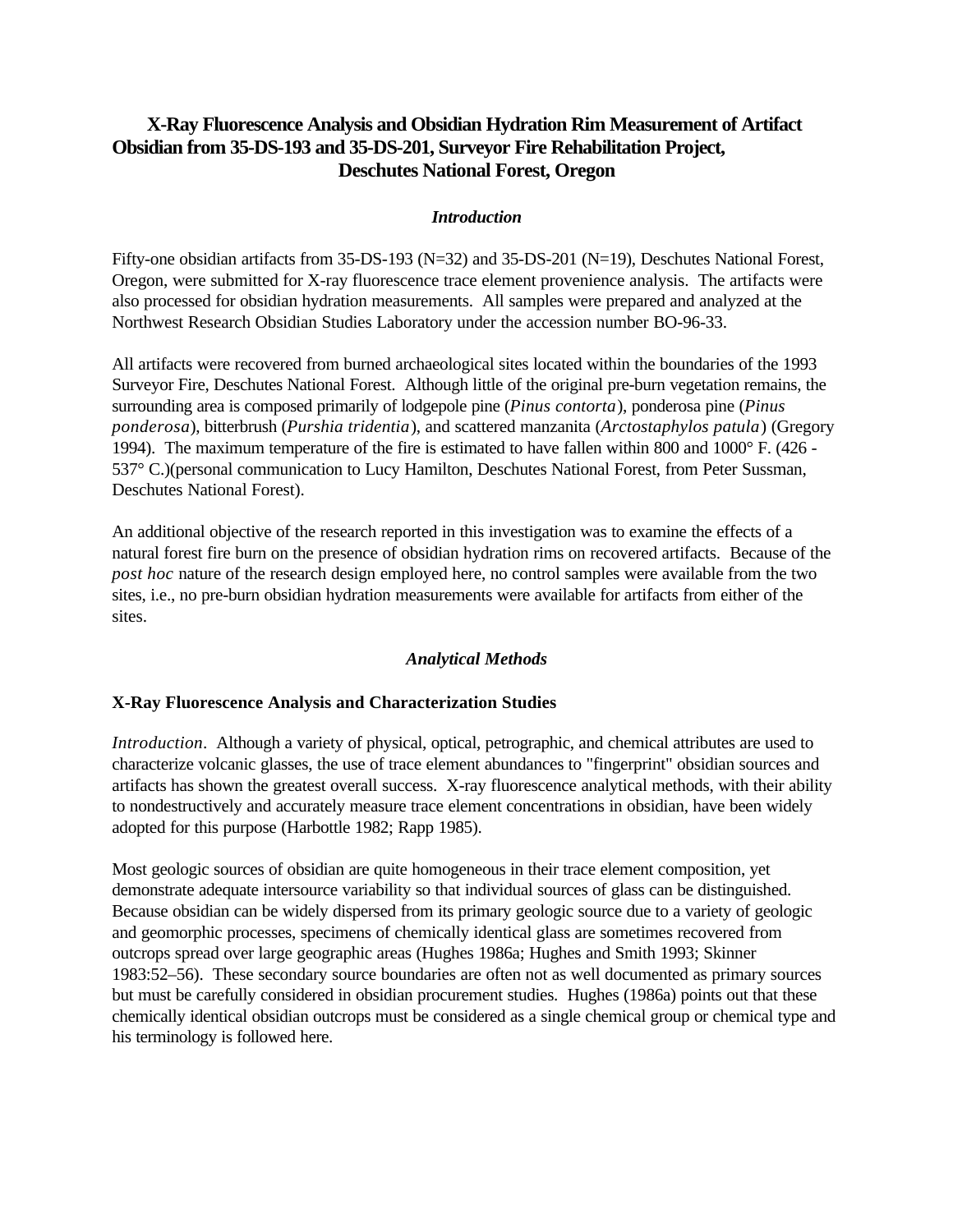# X-Ray Fluorescence Analysis and Obsidian Hydration Rim Measurement of Artifact Obsidian from 35-DS-193 and 35-DS-201, Surveyor Fire Rehabilitation Project, Deschutes National Forest, Oregon

## *Introduction*

Fifty-one obsidian artifacts from 35-DS-193 (N=32) and 35-DS-201 (N=19), Deschutes National Forest, Oregon, were submitted for X-ray fluorescence trace element provenience analysis. The artifacts were also processed for obsidian hydration measurements. All samples were prepared and analyzed at the Northwest Research Obsidian Studies Laboratory under the accession number BO-96-33.

All artifacts were recovered from burned archaeological sites located within the boundaries of the 1993 Surveyor Fire, Deschutes National Forest. Although little of the original pre-burn vegetation remains, the surrounding area is composed primarily of lodgepole pine (*Pinus contorta*), ponderosa pine (*Pinus ponderosa*), bitterbrush (*Purshia tridentia*), and scattered manzanita (*Arctostaphylos patula*) (Gregory 1994). The maximum temperature of the fire is estimated to have fallen within 800 and 1000° F. (426 - 537° C.)(personal communication to Lucy Hamilton, Deschutes National Forest, from Peter Sussman, Deschutes National Forest).

An additional objective of the research reported in this investigation was to examine the effects of a natural forest fire burn on the presence of obsidian hydration rims on recovered artifacts. Because of the *post hoc* nature of the research design employed here, no control samples were available from the two sites, i.e., no pre-burn obsidian hydration measurements were available for artifacts from either of the sites.

## *Analytical Methods*

### X-Ray Fluorescence Analysis and Characterization Studies

*Introduction*. Although a variety of physical, optical, petrographic, and chemical attributes are used to characterize volcanic glasses, the use of trace element abundances to "fingerprint" obsidian sources and artifacts has shown the greatest overall success. X-ray fluorescence analytical methods, with their ability to nondestructively and accurately measure trace element concentrations in obsidian, have been widely adopted for this purpose (Harbottle 1982; Rapp 1985).

Most geologic sources of obsidian are quite homogeneous in their trace element composition, yet demonstrate adequate intersource variability so that individual sources of glass can be distinguished. Because obsidian can be widely dispersed from its primary geologic source due to a variety of geologic and geomorphic processes, specimens of chemically identical glass are sometimes recovered from outcrops spread over large geographic areas (Hughes 1986a; Hughes and Smith 1993; Skinner 1983:52–56). These secondary source boundaries are often not as well documented as primary sources but must be carefully considered in obsidian procurement studies. Hughes (1986a) points out that these chemically identical obsidian outcrops must be considered as a single chemical group or chemical type and his terminology is followed here.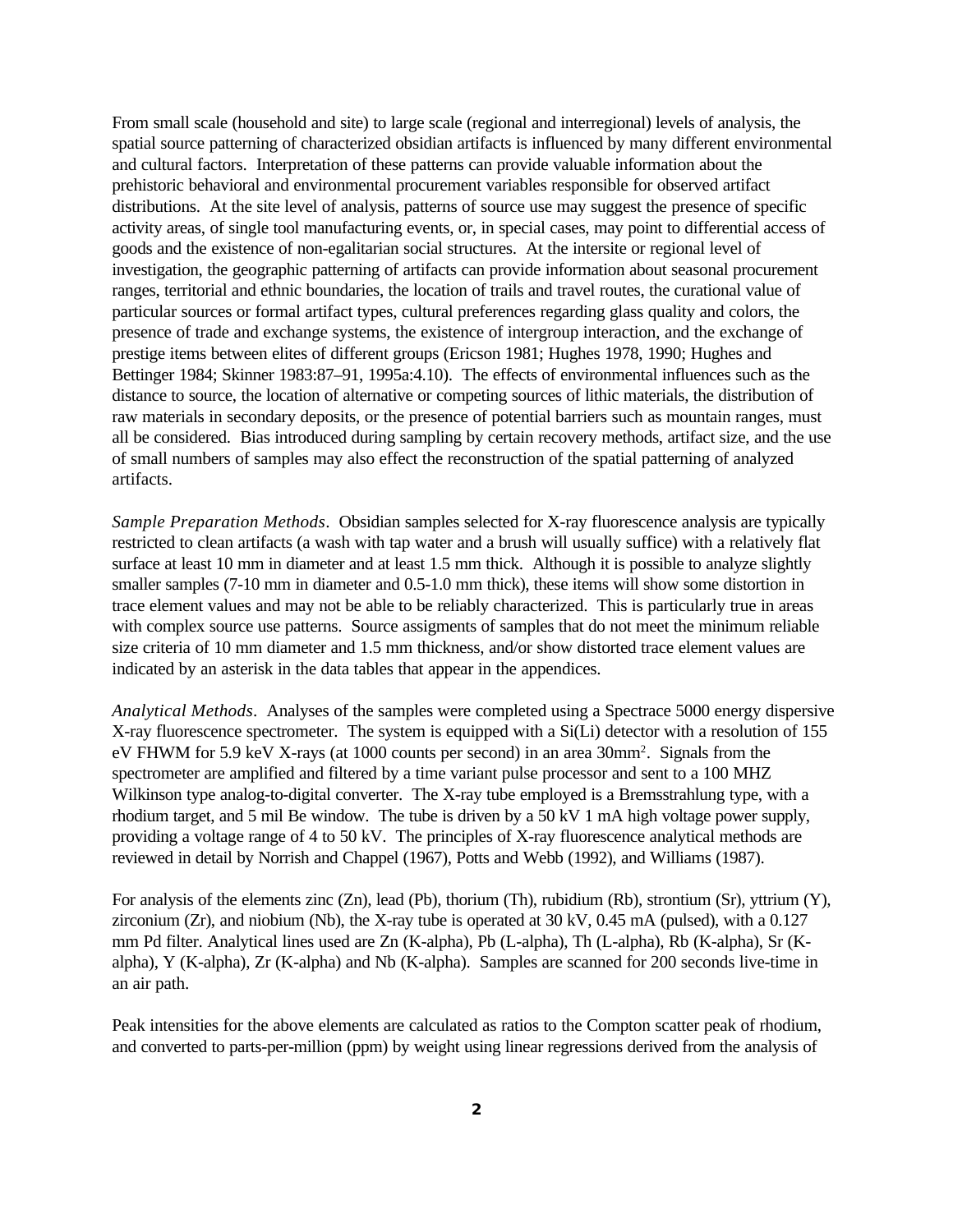From small scale (household and site) to large scale (regional and interregional) levels of analysis, the spatial source patterning of characterized obsidian artifacts is influenced by many different environmental and cultural factors. Interpretation of these patterns can provide valuable information about the prehistoric behavioral and environmental procurement variables responsible for observed artifact distributions. At the site level of analysis, patterns of source use may suggest the presence of specific activity areas, of single tool manufacturing events, or, in special cases, may point to differential access of goods and the existence of non-egalitarian social structures. At the intersite or regional level of investigation, the geographic patterning of artifacts can provide information about seasonal procurement ranges, territorial and ethnic boundaries, the location of trails and travel routes, the curational value of particular sources or formal artifact types, cultural preferences regarding glass quality and colors, the presence of trade and exchange systems, the existence of intergroup interaction, and the exchange of prestige items between elites of different groups (Ericson 1981; Hughes 1978, 1990; Hughes and Bettinger 1984; Skinner 1983:87–91, 1995a:4.10). The effects of environmental influences such as the distance to source, the location of alternative or competing sources of lithic materials, the distribution of raw materials in secondary deposits, or the presence of potential barriers such as mountain ranges, must all be considered. Bias introduced during sampling by certain recovery methods, artifact size, and the use of small numbers of samples may also effect the reconstruction of the spatial patterning of analyzed artifacts.

*Sample Preparation Methods*. Obsidian samples selected for X-ray fluorescence analysis are typically restricted to clean artifacts (a wash with tap water and a brush will usually suffice) with a relatively flat surface at least 10 mm in diameter and at least 1.5 mm thick. Although it is possible to analyze slightly smaller samples (7-10 mm in diameter and 0.5-1.0 mm thick), these items will show some distortion in trace element values and may not be able to be reliably characterized. This is particularly true in areas with complex source use patterns. Source assigments of samples that do not meet the minimum reliable size criteria of 10 mm diameter and 1.5 mm thickness, and/or show distorted trace element values are indicated by an asterisk in the data tables that appear in the appendices.

*Analytical Methods*. Analyses of the samples were completed using a Spectrace 5000 energy dispersive X-ray fluorescence spectrometer. The system is equipped with a Si(Li) detector with a resolution of 155 eV FHWM for 5.9 keV X-rays (at 1000 counts per second) in an area 30mm$^2$. Signals from the spectrometer are amplified and filtered by a time variant pulse processor and sent to a 100 MHZ Wilkinson type analog-to-digital converter. The X-ray tube employed is a Bremsstrahlung type, with a rhodium target, and 5 mil Be window. The tube is driven by a 50 kV 1 mA high voltage power supply, providing a voltage range of 4 to 50 kV. The principles of X-ray fluorescence analytical methods are reviewed in detail by Norrish and Chappel (1967), Potts and Webb (1992), and Williams (1987).

For analysis of the elements zinc (Zn), lead (Pb), thorium (Th), rubidium (Rb), strontium (Sr), yttrium (Y), zirconium (Zr), and niobium (Nb), the X-ray tube is operated at 30 kV, 0.45 mA (pulsed), with a 0.127 mm Pd filter. Analytical lines used are Zn (K-alpha), Pb (L-alpha), Th (L-alpha), Rb (K-alpha), Sr (K-alpha), Y (K-alpha), Zr (K-alpha) and Nb (K-alpha). Samples are scanned for 200 seconds live-time in an air path.

Peak intensities for the above elements are calculated as ratios to the Compton scatter peak of rhodium, and converted to parts-per-million (ppm) by weight using linear regressions derived from the analysis of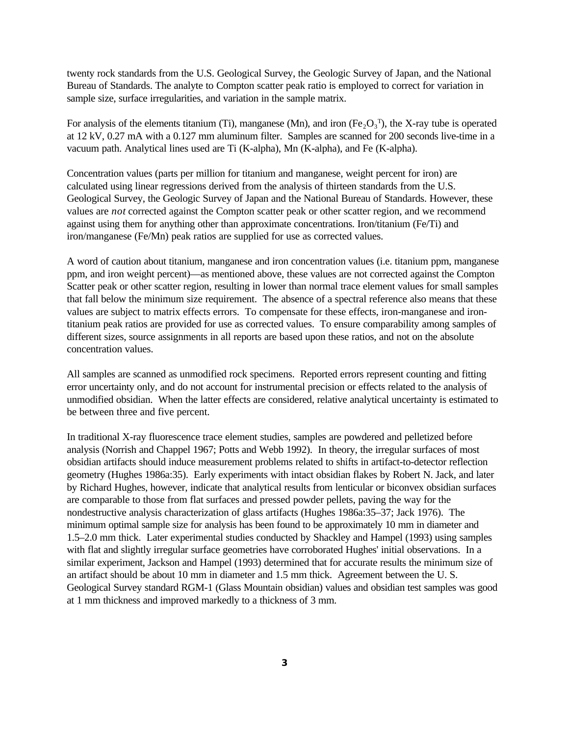twenty rock standards from the U.S. Geological Survey, the Geologic Survey of Japan, and the National Bureau of Standards. The analyte to Compton scatter peak ratio is employed to correct for variation in sample size, surface irregularities, and variation in the sample matrix.

For analysis of the elements titanium (Ti), manganese (Mn), and iron ($Fe_2O_3^T$), the X-ray tube is operated at 12 kV, 0.27 mA with a 0.127 mm aluminum filter. Samples are scanned for 200 seconds live-time in a vacuum path. Analytical lines used are Ti (K-alpha), Mn (K-alpha), and Fe (K-alpha).

Concentration values (parts per million for titanium and manganese, weight percent for iron) are calculated using linear regressions derived from the analysis of thirteen standards from the U.S. Geological Survey, the Geologic Survey of Japan and the National Bureau of Standards. However, these values are *not* corrected against the Compton scatter peak or other scatter region, and we recommend against using them for anything other than approximate concentrations. Iron/titanium (Fe/Ti) and iron/manganese (Fe/Mn) peak ratios are supplied for use as corrected values.

A word of caution about titanium, manganese and iron concentration values (i.e. titanium ppm, manganese ppm, and iron weight percent)—as mentioned above, these values are not corrected against the Compton Scatter peak or other scatter region, resulting in lower than normal trace element values for small samples that fall below the minimum size requirement. The absence of a spectral reference also means that these values are subject to matrix effects errors. To compensate for these effects, iron-manganese and iron-titanium peak ratios are provided for use as corrected values. To ensure comparability among samples of different sizes, source assignments in all reports are based upon these ratios, and not on the absolute concentration values.

All samples are scanned as unmodified rock specimens. Reported errors represent counting and fitting error uncertainty only, and do not account for instrumental precision or effects related to the analysis of unmodified obsidian. When the latter effects are considered, relative analytical uncertainty is estimated to be between three and five percent.

In traditional X-ray fluorescence trace element studies, samples are powdered and pelletized before analysis (Norrish and Chappel 1967; Potts and Webb 1992). In theory, the irregular surfaces of most obsidian artifacts should induce measurement problems related to shifts in artifact-to-detector reflection geometry (Hughes 1986a:35). Early experiments with intact obsidian flakes by Robert N. Jack, and later by Richard Hughes, however, indicate that analytical results from lenticular or biconvex obsidian surfaces are comparable to those from flat surfaces and pressed powder pellets, paving the way for the nondestructive analysis characterization of glass artifacts (Hughes 1986a:35–37; Jack 1976). The minimum optimal sample size for analysis has been found to be approximately 10 mm in diameter and 1.5–2.0 mm thick. Later experimental studies conducted by Shackley and Hampel (1993) using samples with flat and slightly irregular surface geometries have corroborated Hughes' initial observations. In a similar experiment, Jackson and Hampel (1993) determined that for accurate results the minimum size of an artifact should be about 10 mm in diameter and 1.5 mm thick. Agreement between the U. S. Geological Survey standard RGM-1 (Glass Mountain obsidian) values and obsidian test samples was good at 1 mm thickness and improved markedly to a thickness of 3 mm.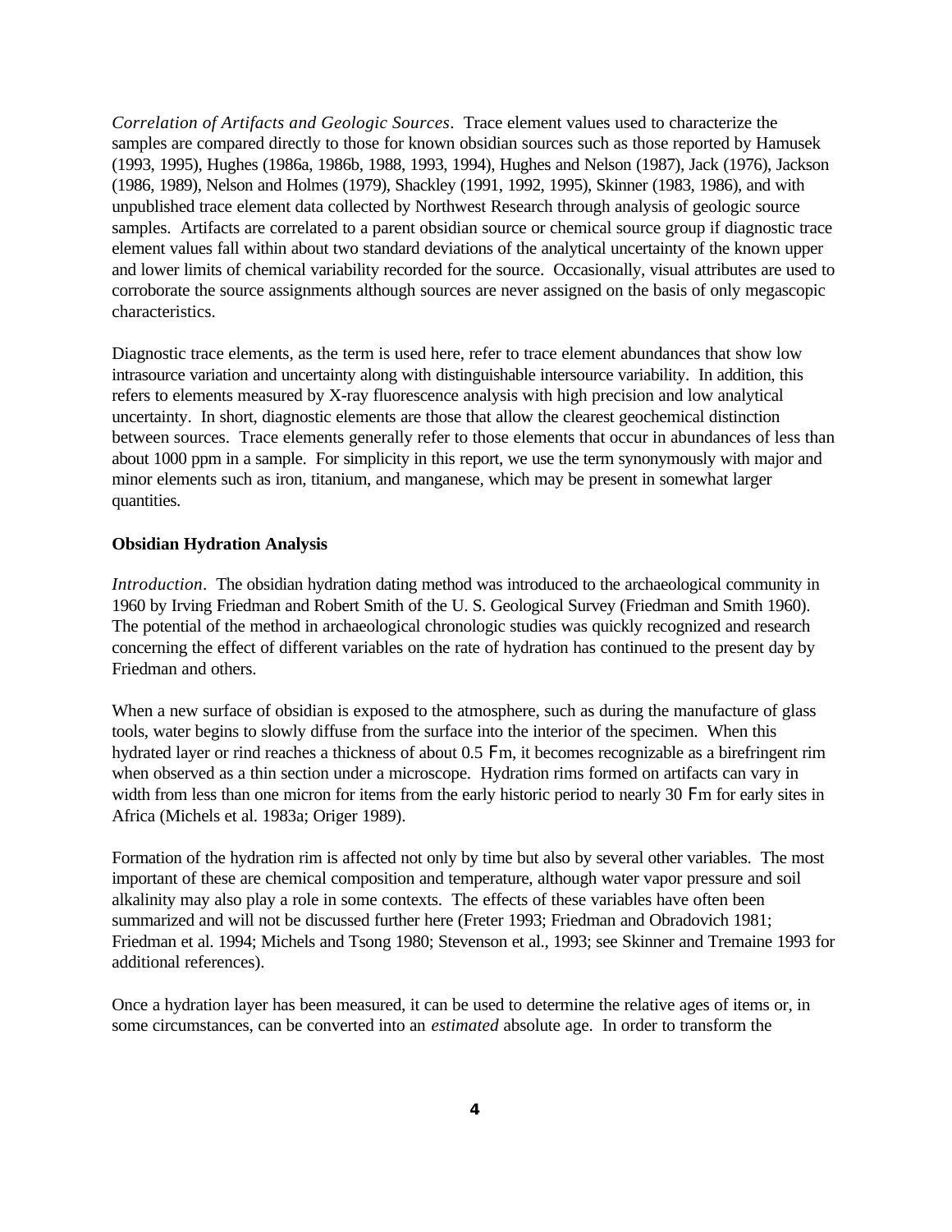*Correlation of Artifacts and Geologic Sources*. Trace element values used to characterize the samples are compared directly to those for known obsidian sources such as those reported by Hamusek (1993, 1995), Hughes (1986a, 1986b, 1988, 1993, 1994), Hughes and Nelson (1987), Jack (1976), Jackson (1986, 1989), Nelson and Holmes (1979), Shackley (1991, 1992, 1995), Skinner (1983, 1986), and with unpublished trace element data collected by Northwest Research through analysis of geologic source samples. Artifacts are correlated to a parent obsidian source or chemical source group if diagnostic trace element values fall within about two standard deviations of the analytical uncertainty of the known upper and lower limits of chemical variability recorded for the source. Occasionally, visual attributes are used to corroborate the source assignments although sources are never assigned on the basis of only megascopic characteristics.

Diagnostic trace elements, as the term is used here, refer to trace element abundances that show low intrasource variation and uncertainty along with distinguishable intersource variability. In addition, this refers to elements measured by X-ray fluorescence analysis with high precision and low analytical uncertainty. In short, diagnostic elements are those that allow the clearest geochemical distinction between sources. Trace elements generally refer to those elements that occur in abundances of less than about 1000 ppm in a sample. For simplicity in this report, we use the term synonymously with major and minor elements such as iron, titanium, and manganese, which may be present in somewhat larger quantities.

**Obsidian Hydration Analysis**

*Introduction*. The obsidian hydration dating method was introduced to the archaeological community in 1960 by Irving Friedman and Robert Smith of the U. S. Geological Survey (Friedman and Smith 1960). The potential of the method in archaeological chronologic studies was quickly recognized and research concerning the effect of different variables on the rate of hydration has continued to the present day by Friedman and others.

When a new surface of obsidian is exposed to the atmosphere, such as during the manufacture of glass tools, water begins to slowly diffuse from the surface into the interior of the specimen. When this hydrated layer or rind reaches a thickness of about 0.5 μm, it becomes recognizable as a birefringent rim when observed as a thin section under a microscope. Hydration rims formed on artifacts can vary in width from less than one micron for items from the early historic period to nearly 30 μm for early sites in Africa (Michels et al. 1983a; Origer 1989).

Formation of the hydration rim is affected not only by time but also by several other variables. The most important of these are chemical composition and temperature, although water vapor pressure and soil alkalinity may also play a role in some contexts. The effects of these variables have often been summarized and will not be discussed further here (Freter 1993; Friedman and Obradovich 1981; Friedman et al. 1994; Michels and Tsong 1980; Stevenson et al., 1993; see Skinner and Tremaine 1993 for additional references).

Once a hydration layer has been measured, it can be used to determine the relative ages of items or, in some circumstances, can be converted into an *estimated* absolute age. In order to transform the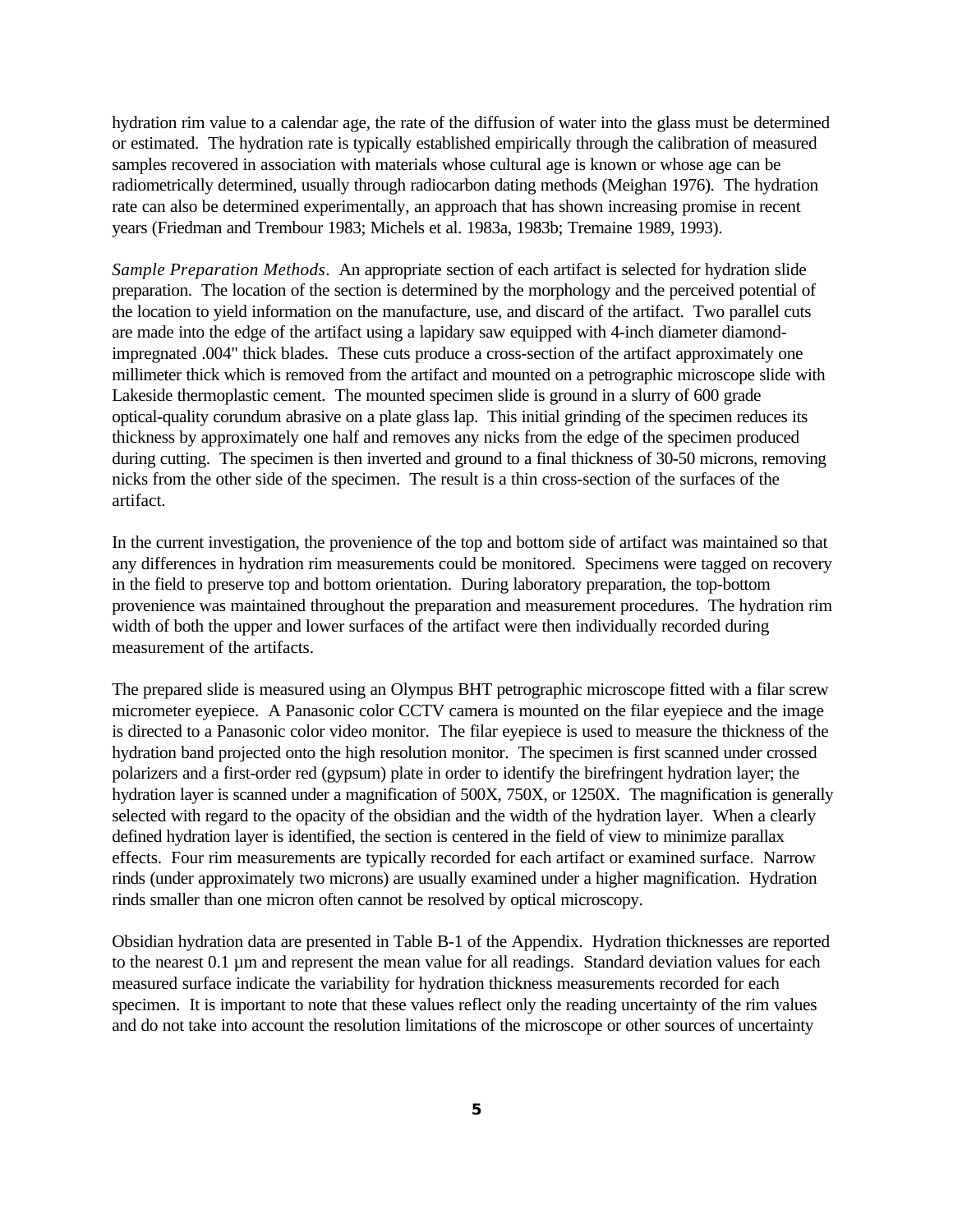hydration rim value to a calendar age, the rate of the diffusion of water into the glass must be determined or estimated. The hydration rate is typically established empirically through the calibration of measured samples recovered in association with materials whose cultural age is known or whose age can be radiometrically determined, usually through radiocarbon dating methods (Meighan 1976). The hydration rate can also be determined experimentally, an approach that has shown increasing promise in recent years (Friedman and Trembour 1983; Michels et al. 1983a, 1983b; Tremaine 1989, 1993).

*Sample Preparation Methods*. An appropriate section of each artifact is selected for hydration slide preparation. The location of the section is determined by the morphology and the perceived potential of the location to yield information on the manufacture, use, and discard of the artifact. Two parallel cuts are made into the edge of the artifact using a lapidary saw equipped with 4-inch diameter diamond-impregnated .004" thick blades. These cuts produce a cross-section of the artifact approximately one millimeter thick which is removed from the artifact and mounted on a petrographic microscope slide with Lakeside thermoplastic cement. The mounted specimen slide is ground in a slurry of 600 grade optical-quality corundum abrasive on a plate glass lap. This initial grinding of the specimen reduces its thickness by approximately one half and removes any nicks from the edge of the specimen produced during cutting. The specimen is then inverted and ground to a final thickness of 30-50 microns, removing nicks from the other side of the specimen. The result is a thin cross-section of the surfaces of the artifact.

In the current investigation, the provenience of the top and bottom side of artifact was maintained so that any differences in hydration rim measurements could be monitored. Specimens were tagged on recovery in the field to preserve top and bottom orientation. During laboratory preparation, the top-bottom provenience was maintained throughout the preparation and measurement procedures. The hydration rim width of both the upper and lower surfaces of the artifact were then individually recorded during measurement of the artifacts.

The prepared slide is measured using an Olympus BHT petrographic microscope fitted with a filar screw micrometer eyepiece. A Panasonic color CCTV camera is mounted on the filar eyepiece and the image is directed to a Panasonic color video monitor. The filar eyepiece is used to measure the thickness of the hydration band projected onto the high resolution monitor. The specimen is first scanned under crossed polarizers and a first-order red (gypsum) plate in order to identify the birefringent hydration layer; the hydration layer is scanned under a magnification of 500X, 750X, or 1250X. The magnification is generally selected with regard to the opacity of the obsidian and the width of the hydration layer. When a clearly defined hydration layer is identified, the section is centered in the field of view to minimize parallax effects. Four rim measurements are typically recorded for each artifact or examined surface. Narrow rinds (under approximately two microns) are usually examined under a higher magnification. Hydration rinds smaller than one micron often cannot be resolved by optical microscopy.

Obsidian hydration data are presented in Table B-1 of the Appendix. Hydration thicknesses are reported to the nearest 0.1 µm and represent the mean value for all readings. Standard deviation values for each measured surface indicate the variability for hydration thickness measurements recorded for each specimen. It is important to note that these values reflect only the reading uncertainty of the rim values and do not take into account the resolution limitations of the microscope or other sources of uncertainty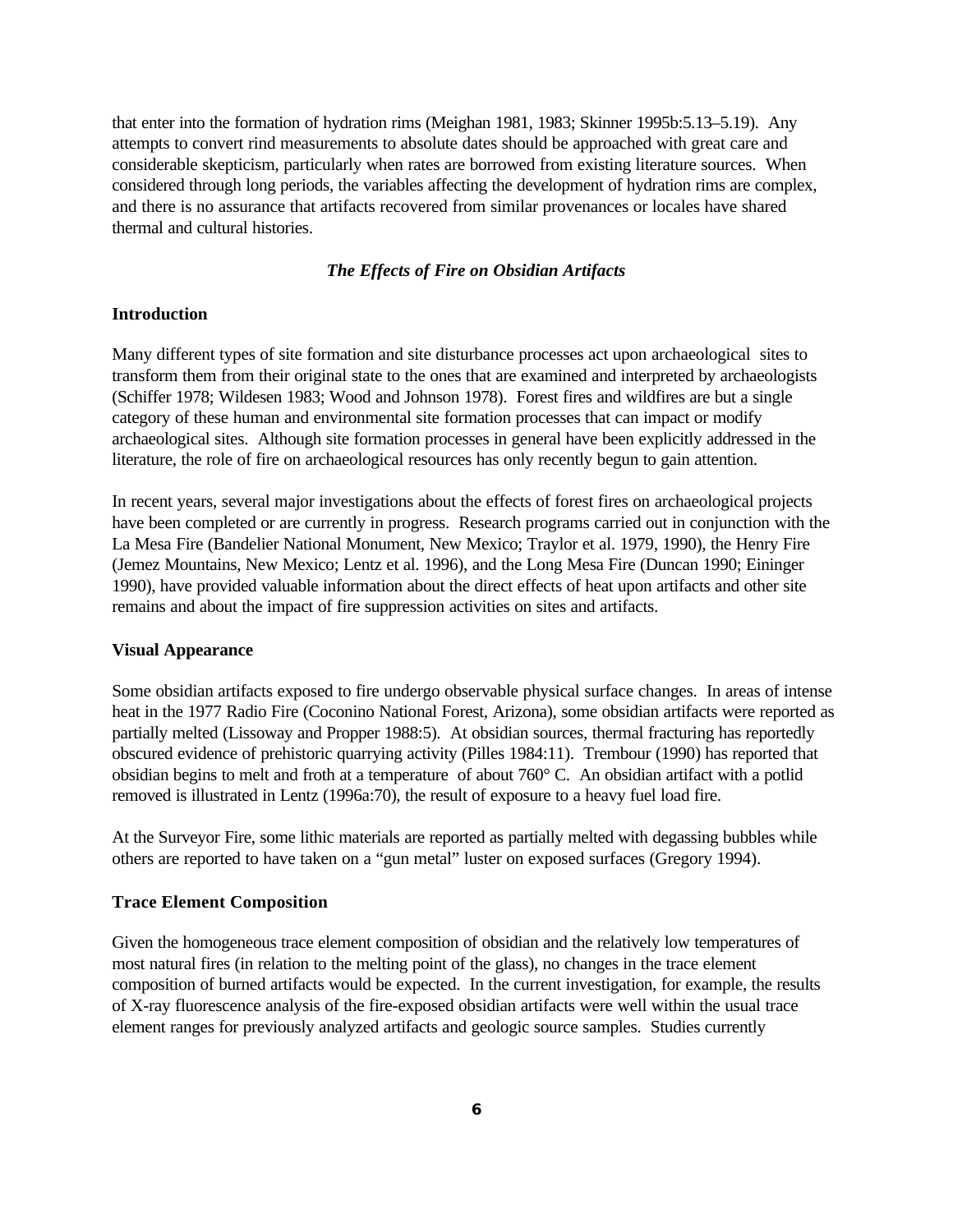that enter into the formation of hydration rims (Meighan 1981, 1983; Skinner 1995b:5.13–5.19). Any attempts to convert rind measurements to absolute dates should be approached with great care and considerable skepticism, particularly when rates are borrowed from existing literature sources. When considered through long periods, the variables affecting the development of hydration rims are complex, and there is no assurance that artifacts recovered from similar provenances or locales have shared thermal and cultural histories.

## *The Effects of Fire on Obsidian Artifacts*

### Introduction

Many different types of site formation and site disturbance processes act upon archaeological sites to transform them from their original state to the ones that are examined and interpreted by archaeologists (Schiffer 1978; Wildesen 1983; Wood and Johnson 1978). Forest fires and wildfires are but a single category of these human and environmental site formation processes that can impact or modify archaeological sites. Although site formation processes in general have been explicitly addressed in the literature, the role of fire on archaeological resources has only recently begun to gain attention.

In recent years, several major investigations about the effects of forest fires on archaeological projects have been completed or are currently in progress. Research programs carried out in conjunction with the La Mesa Fire (Bandelier National Monument, New Mexico; Traylor et al. 1979, 1990), the Henry Fire (Jemez Mountains, New Mexico; Lentz et al. 1996), and the Long Mesa Fire (Duncan 1990; Eininger 1990), have provided valuable information about the direct effects of heat upon artifacts and other site remains and about the impact of fire suppression activities on sites and artifacts.

### Visual Appearance

Some obsidian artifacts exposed to fire undergo observable physical surface changes. In areas of intense heat in the 1977 Radio Fire (Coconino National Forest, Arizona), some obsidian artifacts were reported as partially melted (Lissoway and Propper 1988:5). At obsidian sources, thermal fracturing has reportedly obscured evidence of prehistoric quarrying activity (Pilles 1984:11). Trembour (1990) has reported that obsidian begins to melt and froth at a temperature of about 760° C. An obsidian artifact with a potlid removed is illustrated in Lentz (1996a:70), the result of exposure to a heavy fuel load fire.

At the Surveyor Fire, some lithic materials are reported as partially melted with degassing bubbles while others are reported to have taken on a "gun metal" luster on exposed surfaces (Gregory 1994).

### Trace Element Composition

Given the homogeneous trace element composition of obsidian and the relatively low temperatures of most natural fires (in relation to the melting point of the glass), no changes in the trace element composition of burned artifacts would be expected. In the current investigation, for example, the results of X-ray fluorescence analysis of the fire-exposed obsidian artifacts were well within the usual trace element ranges for previously analyzed artifacts and geologic source samples. Studies currently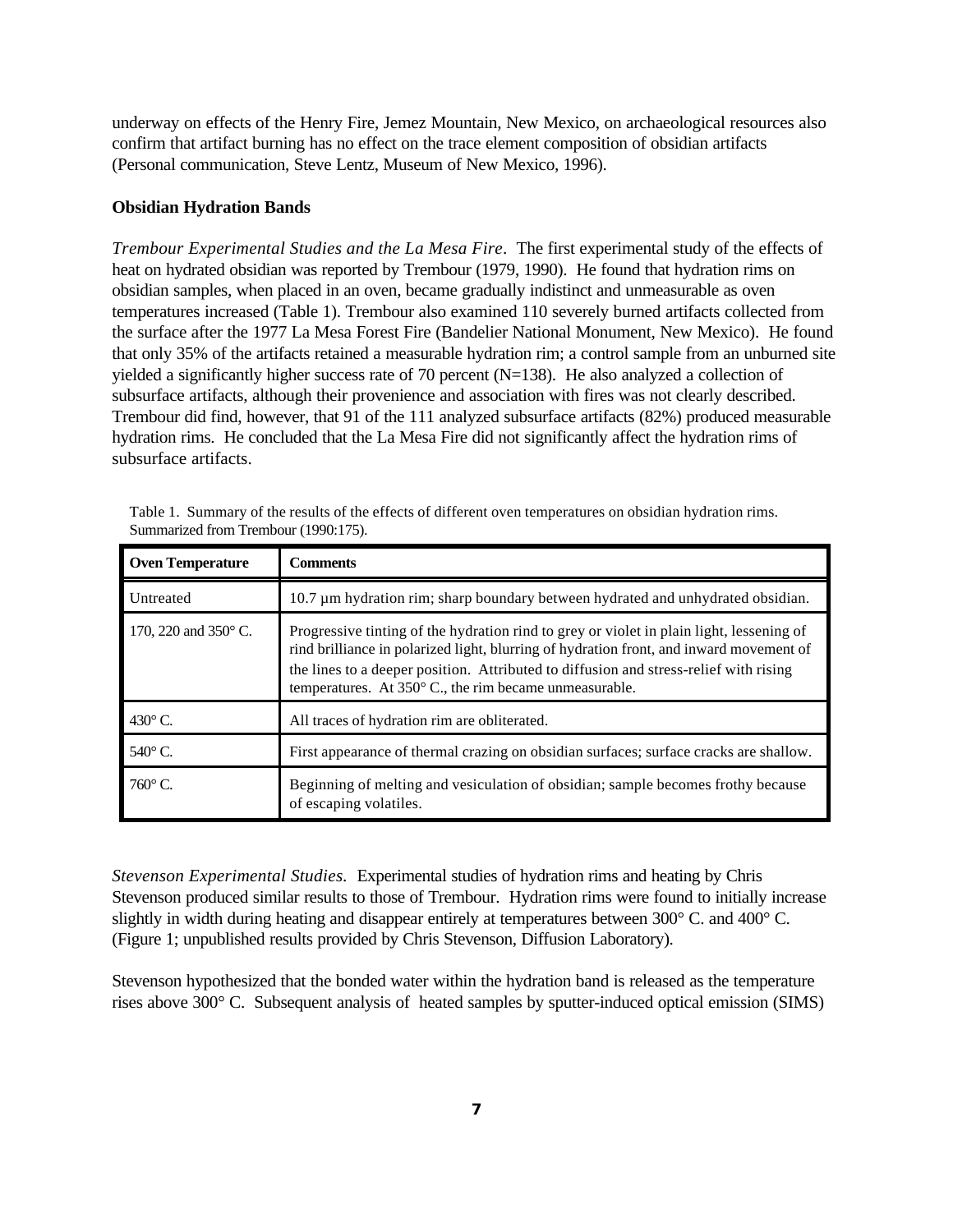underway on effects of the Henry Fire, Jemez Mountain, New Mexico, on archaeological resources also confirm that artifact burning has no effect on the trace element composition of obsidian artifacts (Personal communication, Steve Lentz, Museum of New Mexico, 1996).

**Obsidian Hydration Bands**

*Trembour Experimental Studies and the La Mesa Fire*. The first experimental study of the effects of heat on hydrated obsidian was reported by Trembour (1979, 1990). He found that hydration rims on obsidian samples, when placed in an oven, became gradually indistinct and unmeasurable as oven temperatures increased (Table 1). Trembour also examined 110 severely burned artifacts collected from the surface after the 1977 La Mesa Forest Fire (Bandelier National Monument, New Mexico). He found that only 35% of the artifacts retained a measurable hydration rim; a control sample from an unburned site yielded a significantly higher success rate of 70 percent (N=138). He also analyzed a collection of subsurface artifacts, although their provenience and association with fires was not clearly described. Trembour did find, however, that 91 of the 111 analyzed subsurface artifacts (82%) produced measurable hydration rims. He concluded that the La Mesa Fire did not significantly affect the hydration rims of subsurface artifacts.

Table 1. Summary of the results of the effects of different oven temperatures on obsidian hydration rims. Summarized from Trembour (1990:175).

| Oven Temperature | Comments |
|---|---|
| Untreated | 10.7 µm hydration rim; sharp boundary between hydrated and unhydrated obsidian. |
| 170, 220 and 350° C. | Progressive tinting of the hydration rind to grey or violet in plain light, lessening of rind brilliance in polarized light, blurring of hydration front, and inward movement of the lines to a deeper position. Attributed to diffusion and stress-relief with rising temperatures. At 350° C., the rim became unmeasurable. |
| 430° C. | All traces of hydration rim are obliterated. |
| 540° C. | First appearance of thermal crazing on obsidian surfaces; surface cracks are shallow. |
| 760° C. | Beginning of melting and vesiculation of obsidian; sample becomes frothy because of escaping volatiles. |

*Stevenson Experimental Studies*. Experimental studies of hydration rims and heating by Chris Stevenson produced similar results to those of Trembour. Hydration rims were found to initially increase slightly in width during heating and disappear entirely at temperatures between 300° C. and 400° C. (Figure 1; unpublished results provided by Chris Stevenson, Diffusion Laboratory).

Stevenson hypothesized that the bonded water within the hydration band is released as the temperature rises above 300° C. Subsequent analysis of heated samples by sputter-induced optical emission (SIMS)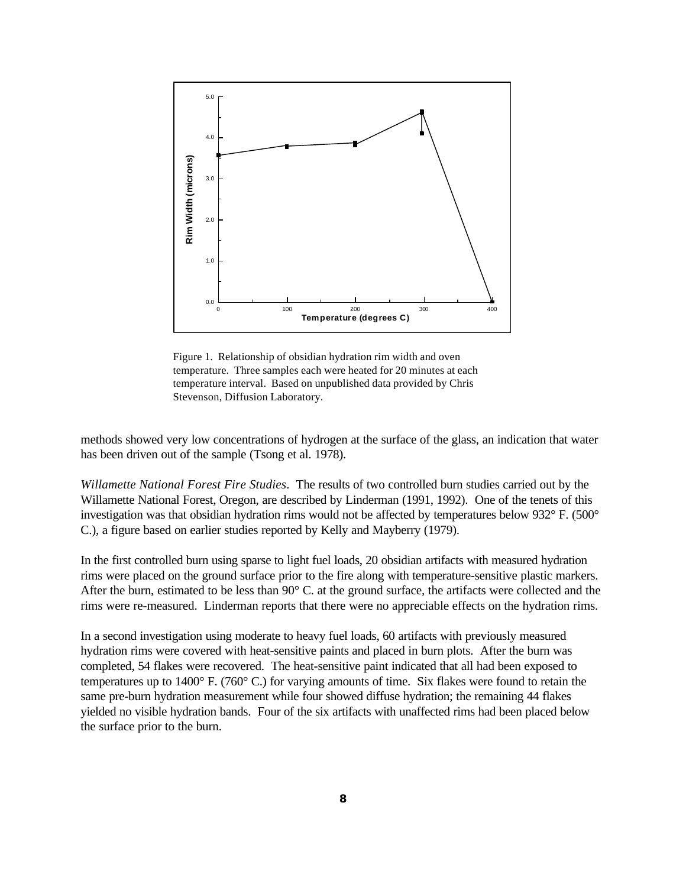Figure 1. Relationship of obsidian hydration rim width and oven temperature. Three samples each were heated for 20 minutes at each temperature interval. Based on unpublished data provided by Chris Stevenson, Diffusion Laboratory.

methods showed very low concentrations of hydrogen at the surface of the glass, an indication that water has been driven out of the sample (Tsong et al. 1978).

*Willamette National Forest Fire Studies*. The results of two controlled burn studies carried out by the Willamette National Forest, Oregon, are described by Linderman (1991, 1992). One of the tenets of this investigation was that obsidian hydration rims would not be affected by temperatures below 932° F. (500° C.), a figure based on earlier studies reported by Kelly and Mayberry (1979).

In the first controlled burn using sparse to light fuel loads, 20 obsidian artifacts with measured hydration rims were placed on the ground surface prior to the fire along with temperature-sensitive plastic markers. After the burn, estimated to be less than 90° C. at the ground surface, the artifacts were collected and the rims were re-measured. Linderman reports that there were no appreciable effects on the hydration rims.

In a second investigation using moderate to heavy fuel loads, 60 artifacts with previously measured hydration rims were covered with heat-sensitive paints and placed in burn plots. After the burn was completed, 54 flakes were recovered. The heat-sensitive paint indicated that all had been exposed to temperatures up to 1400° F. (760° C.) for varying amounts of time. Six flakes were found to retain the same pre-burn hydration measurement while four showed diffuse hydration; the remaining 44 flakes yielded no visible hydration bands. Four of the six artifacts with unaffected rims had been placed below the surface prior to the burn.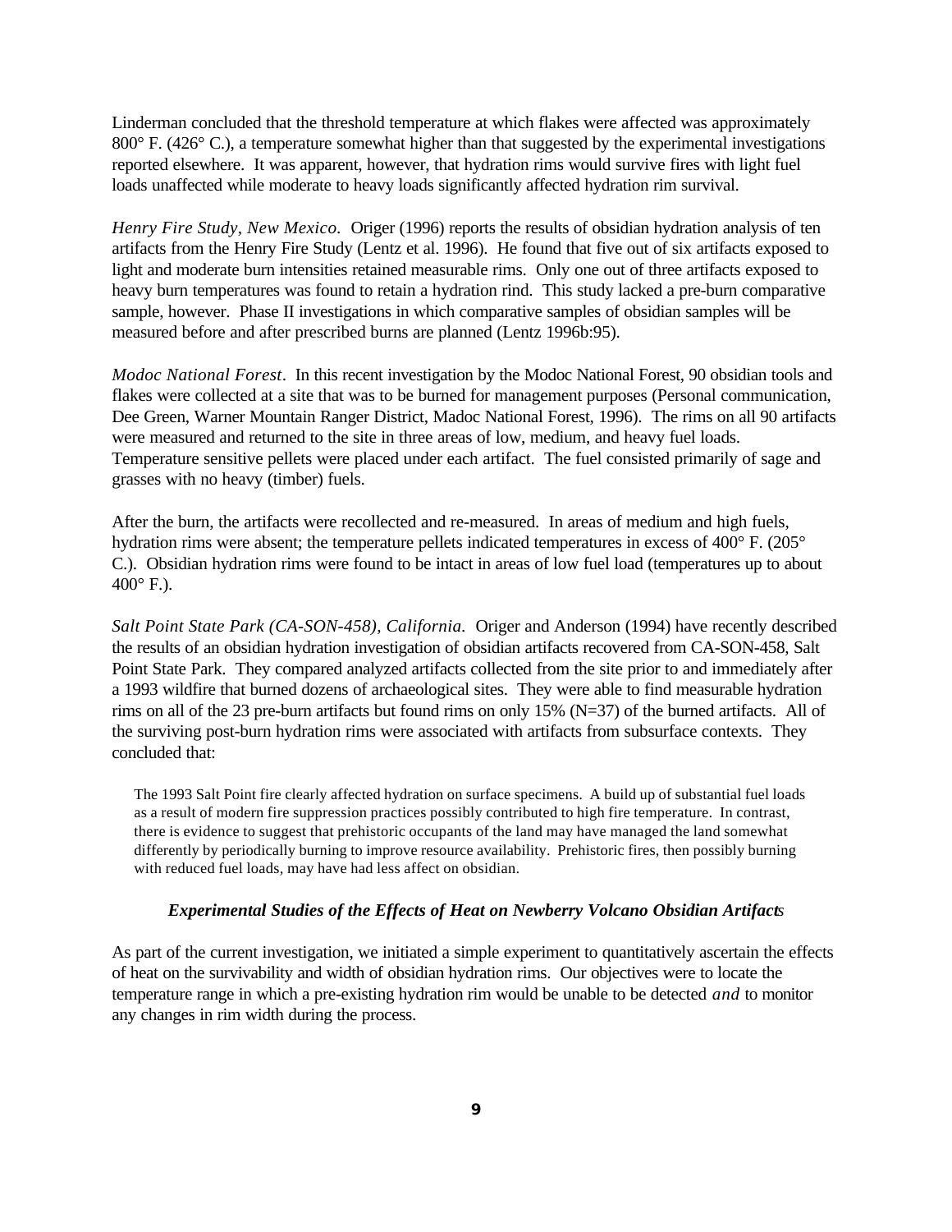Linderman concluded that the threshold temperature at which flakes were affected was approximately 800° F. (426° C.), a temperature somewhat higher than that suggested by the experimental investigations reported elsewhere. It was apparent, however, that hydration rims would survive fires with light fuel loads unaffected while moderate to heavy loads significantly affected hydration rim survival.

*Henry Fire Study, New Mexico.* Origer (1996) reports the results of obsidian hydration analysis of ten artifacts from the Henry Fire Study (Lentz et al. 1996). He found that five out of six artifacts exposed to light and moderate burn intensities retained measurable rims. Only one out of three artifacts exposed to heavy burn temperatures was found to retain a hydration rind. This study lacked a pre-burn comparative sample, however. Phase II investigations in which comparative samples of obsidian samples will be measured before and after prescribed burns are planned (Lentz 1996b:95).

*Modoc National Forest.* In this recent investigation by the Modoc National Forest, 90 obsidian tools and flakes were collected at a site that was to be burned for management purposes (Personal communication, Dee Green, Warner Mountain Ranger District, Madoc National Forest, 1996). The rims on all 90 artifacts were measured and returned to the site in three areas of low, medium, and heavy fuel loads. Temperature sensitive pellets were placed under each artifact. The fuel consisted primarily of sage and grasses with no heavy (timber) fuels.

After the burn, the artifacts were recollected and re-measured. In areas of medium and high fuels, hydration rims were absent; the temperature pellets indicated temperatures in excess of 400° F. (205° C.). Obsidian hydration rims were found to be intact in areas of low fuel load (temperatures up to about 400° F.).

*Salt Point State Park (CA-SON-458), California.* Origer and Anderson (1994) have recently described the results of an obsidian hydration investigation of obsidian artifacts recovered from CA-SON-458, Salt Point State Park. They compared analyzed artifacts collected from the site prior to and immediately after a 1993 wildfire that burned dozens of archaeological sites. They were able to find measurable hydration rims on all of the 23 pre-burn artifacts but found rims on only 15% (N=37) of the burned artifacts. All of the surviving post-burn hydration rims were associated with artifacts from subsurface contexts. They concluded that:

> The 1993 Salt Point fire clearly affected hydration on surface specimens. A build up of substantial fuel loads as a result of modern fire suppression practices possibly contributed to high fire temperature. In contrast, there is evidence to suggest that prehistoric occupants of the land may have managed the land somewhat differently by periodically burning to improve resource availability. Prehistoric fires, then possibly burning with reduced fuel loads, may have had less affect on obsidian.

### *Experimental Studies of the Effects of Heat on Newberry Volcano Obsidian Artifacts*

As part of the current investigation, we initiated a simple experiment to quantitatively ascertain the effects of heat on the survivability and width of obsidian hydration rims. Our objectives were to locate the temperature range in which a pre-existing hydration rim would be unable to be detected *and* to monitor any changes in rim width during the process.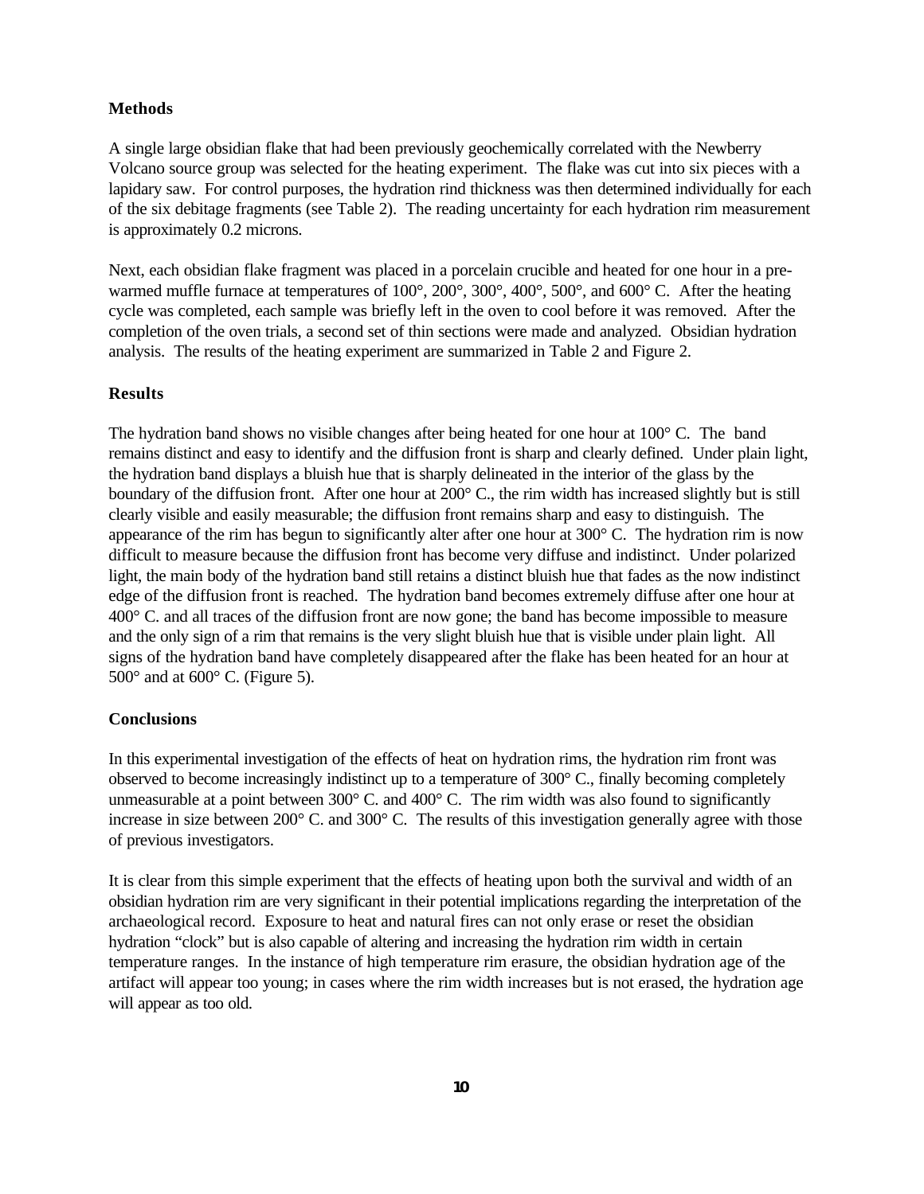**Methods**

A single large obsidian flake that had been previously geochemically correlated with the Newberry Volcano source group was selected for the heating experiment. The flake was cut into six pieces with a lapidary saw. For control purposes, the hydration rind thickness was then determined individually for each of the six debitage fragments (see Table 2). The reading uncertainty for each hydration rim measurement is approximately 0.2 microns.

Next, each obsidian flake fragment was placed in a porcelain crucible and heated for one hour in a pre-warmed muffle furnace at temperatures of 100°, 200°, 300°, 400°, 500°, and 600° C. After the heating cycle was completed, each sample was briefly left in the oven to cool before it was removed. After the completion of the oven trials, a second set of thin sections were made and analyzed. Obsidian hydration analysis. The results of the heating experiment are summarized in Table 2 and Figure 2.

**Results**

The hydration band shows no visible changes after being heated for one hour at 100° C. The band remains distinct and easy to identify and the diffusion front is sharp and clearly defined. Under plain light, the hydration band displays a bluish hue that is sharply delineated in the interior of the glass by the boundary of the diffusion front. After one hour at 200° C., the rim width has increased slightly but is still clearly visible and easily measurable; the diffusion front remains sharp and easy to distinguish. The appearance of the rim has begun to significantly alter after one hour at 300° C. The hydration rim is now difficult to measure because the diffusion front has become very diffuse and indistinct. Under polarized light, the main body of the hydration band still retains a distinct bluish hue that fades as the now indistinct edge of the diffusion front is reached. The hydration band becomes extremely diffuse after one hour at 400° C. and all traces of the diffusion front are now gone; the band has become impossible to measure and the only sign of a rim that remains is the very slight bluish hue that is visible under plain light. All signs of the hydration band have completely disappeared after the flake has been heated for an hour at 500° and at 600° C. (Figure 5).

**Conclusions**

In this experimental investigation of the effects of heat on hydration rims, the hydration rim front was observed to become increasingly indistinct up to a temperature of 300° C., finally becoming completely unmeasurable at a point between 300° C. and 400° C. The rim width was also found to significantly increase in size between 200° C. and 300° C. The results of this investigation generally agree with those of previous investigators.

It is clear from this simple experiment that the effects of heating upon both the survival and width of an obsidian hydration rim are very significant in their potential implications regarding the interpretation of the archaeological record. Exposure to heat and natural fires can not only erase or reset the obsidian hydration "clock" but is also capable of altering and increasing the hydration rim width in certain temperature ranges. In the instance of high temperature rim erasure, the obsidian hydration age of the artifact will appear too young; in cases where the rim width increases but is not erased, the hydration age will appear as too old.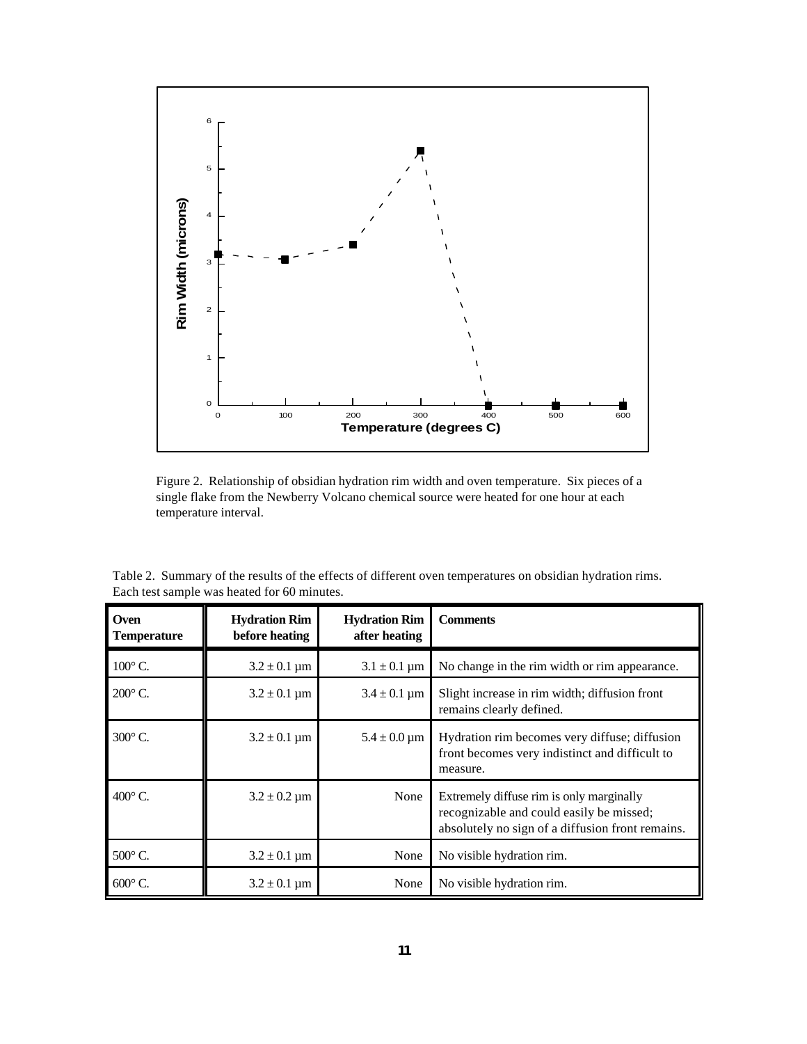Figure 2. Relationship of obsidian hydration rim width and oven temperature. Six pieces of a single flake from the Newberry Volcano chemical source were heated for one hour at each temperature interval.

Table 2. Summary of the results of the effects of different oven temperatures on obsidian hydration rims. Each test sample was heated for 60 minutes.

| Oven Temperature | Hydration Rim before heating | Hydration Rim after heating | Comments |
|---|---|---|---|
| 100° C. | 3.2 ± 0.1 µm | 3.1 ± 0.1 µm | No change in the rim width or rim appearance. |
| 200° C. | 3.2 ± 0.1 µm | 3.4 ± 0.1 µm | Slight increase in rim width; diffusion front remains clearly defined. |
| 300° C. | 3.2 ± 0.1 µm | 5.4 ± 0.0 µm | Hydration rim becomes very diffuse; diffusion front becomes very indistinct and difficult to measure. |
| 400° C. | 3.2 ± 0.2 µm | None | Extremely diffuse rim is only marginally recognizable and could easily be missed; absolutely no sign of a diffusion front remains. |
| 500° C. | 3.2 ± 0.1 µm | None | No visible hydration rim. |
| 600° C. | 3.2 ± 0.1 µm | None | No visible hydration rim. |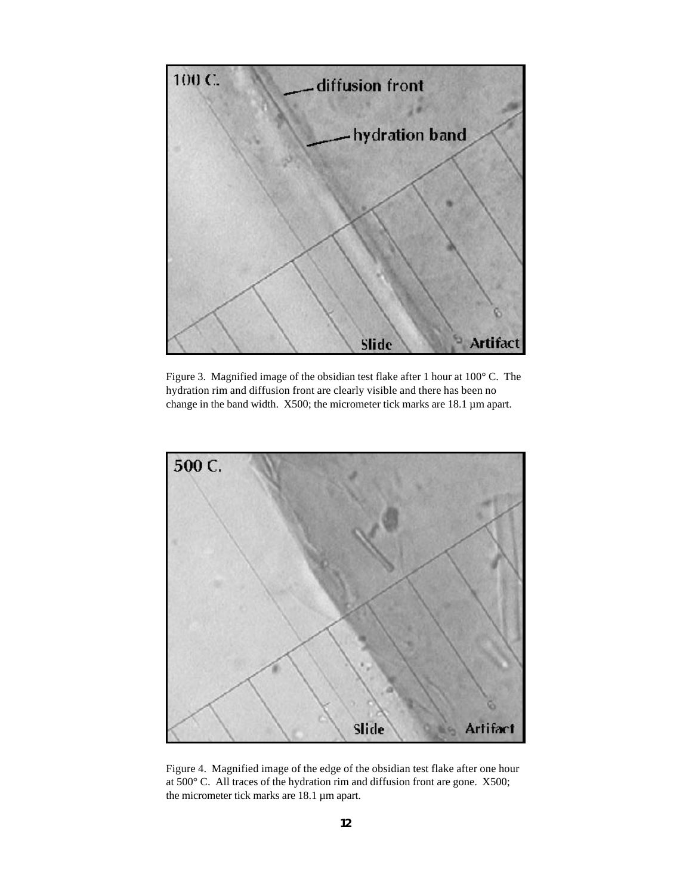Figure 3. Magnified image of the obsidian test flake after 1 hour at 100° C. The hydration rim and diffusion front are clearly visible and there has been no change in the band width. X500; the micrometer tick marks are 18.1 µm apart.

Figure 4. Magnified image of the edge of the obsidian test flake after one hour at 500° C. All traces of the hydration rim and diffusion front are gone. X500; the micrometer tick marks are 18.1 µm apart.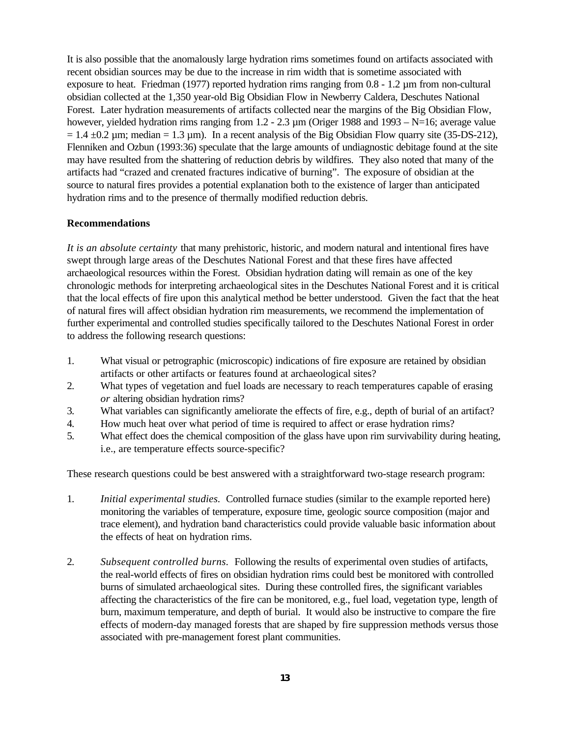It is also possible that the anomalously large hydration rims sometimes found on artifacts associated with recent obsidian sources may be due to the increase in rim width that is sometime associated with exposure to heat. Friedman (1977) reported hydration rims ranging from 0.8 - 1.2 µm from non-cultural obsidian collected at the 1,350 year-old Big Obsidian Flow in Newberry Caldera, Deschutes National Forest. Later hydration measurements of artifacts collected near the margins of the Big Obsidian Flow, however, yielded hydration rims ranging from 1.2 - 2.3 µm (Origer 1988 and 1993 – N=16; average value = 1.4 ±0.2 µm; median = 1.3 µm). In a recent analysis of the Big Obsidian Flow quarry site (35-DS-212), Flenniken and Ozbun (1993:36) speculate that the large amounts of undiagnostic debitage found at the site may have resulted from the shattering of reduction debris by wildfires. They also noted that many of the artifacts had "crazed and crenated fractures indicative of burning". The exposure of obsidian at the source to natural fires provides a potential explanation both to the existence of larger than anticipated hydration rims and to the presence of thermally modified reduction debris.

**Recommendations**

*It is an absolute certainty* that many prehistoric, historic, and modern natural and intentional fires have swept through large areas of the Deschutes National Forest and that these fires have affected archaeological resources within the Forest. Obsidian hydration dating will remain as one of the key chronologic methods for interpreting archaeological sites in the Deschutes National Forest and it is critical that the local effects of fire upon this analytical method be better understood. Given the fact that the heat of natural fires will affect obsidian hydration rim measurements, we recommend the implementation of further experimental and controlled studies specifically tailored to the Deschutes National Forest in order to address the following research questions:

1. What visual or petrographic (microscopic) indications of fire exposure are retained by obsidian artifacts or other artifacts or features found at archaeological sites?
2. What types of vegetation and fuel loads are necessary to reach temperatures capable of erasing *or* altering obsidian hydration rims?
3. What variables can significantly ameliorate the effects of fire, e.g., depth of burial of an artifact?
4. How much heat over what period of time is required to affect or erase hydration rims?
5. What effect does the chemical composition of the glass have upon rim survivability during heating, i.e., are temperature effects source-specific?

These research questions could be best answered with a straightforward two-stage research program:

1. *Initial experimental studies*. Controlled furnace studies (similar to the example reported here) monitoring the variables of temperature, exposure time, geologic source composition (major and trace element), and hydration band characteristics could provide valuable basic information about the effects of heat on hydration rims.

2. *Subsequent controlled burns*. Following the results of experimental oven studies of artifacts, the real-world effects of fires on obsidian hydration rims could best be monitored with controlled burns of simulated archaeological sites. During these controlled fires, the significant variables affecting the characteristics of the fire can be monitored, e.g., fuel load, vegetation type, length of burn, maximum temperature, and depth of burial. It would also be instructive to compare the fire effects of modern-day managed forests that are shaped by fire suppression methods versus those associated with pre-management forest plant communities.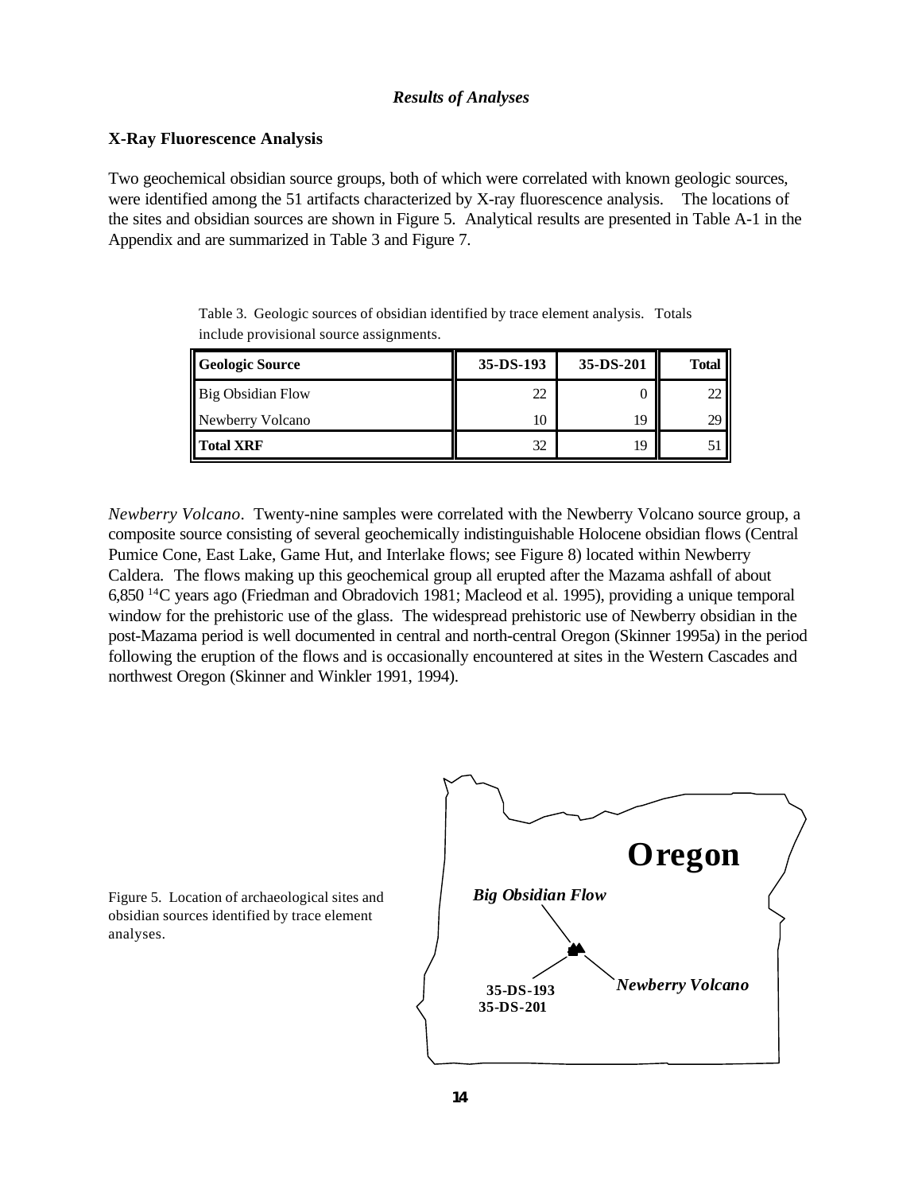### *Results of Analyses*

**X-Ray Fluorescence Analysis**

Two geochemical obsidian source groups, both of which were correlated with known geologic sources, were identified among the 51 artifacts characterized by X-ray fluorescence analysis. The locations of the sites and obsidian sources are shown in Figure 5. Analytical results are presented in Table A-1 in the Appendix and are summarized in Table 3 and Figure 7.

Table 3. Geologic sources of obsidian identified by trace element analysis. Totals include provisional source assignments.

| Geologic Source | 35-DS-193 | 35-DS-201 | Total |
|---|---|---|---|
| Big Obsidian Flow | 22 | 0 | 22 |
| Newberry Volcano | 10 | 19 | 29 |
| **Total XRF** | 32 | 19 | 51 |

*Newberry Volcano*. Twenty-nine samples were correlated with the Newberry Volcano source group, a composite source consisting of several geochemically indistinguishable Holocene obsidian flows (Central Pumice Cone, East Lake, Game Hut, and Interlake flows; see Figure 8) located within Newberry Caldera. The flows making up this geochemical group all erupted after the Mazama ashfall of about 6,850 $^{14}C$ years ago (Friedman and Obradovich 1981; Macleod et al. 1995), providing a unique temporal window for the prehistoric use of the glass. The widespread prehistoric use of Newberry obsidian in the post-Mazama period is well documented in central and north-central Oregon (Skinner 1995a) in the period following the eruption of the flows and is occasionally encountered at sites in the Western Cascades and northwest Oregon (Skinner and Winkler 1991, 1994).

Figure 5. Location of archaeological sites and obsidian sources identified by trace element analyses.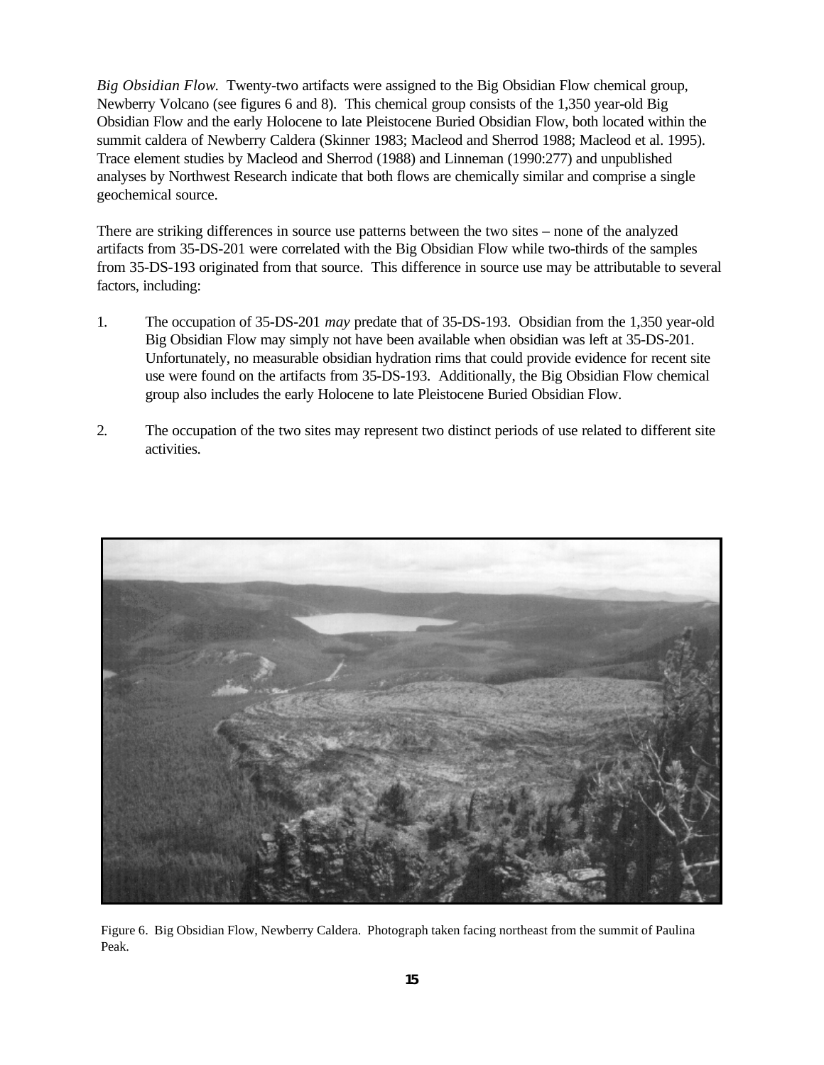*Big Obsidian Flow.* Twenty-two artifacts were assigned to the Big Obsidian Flow chemical group, Newberry Volcano (see figures 6 and 8). This chemical group consists of the 1,350 year-old Big Obsidian Flow and the early Holocene to late Pleistocene Buried Obsidian Flow, both located within the summit caldera of Newberry Caldera (Skinner 1983; Macleod and Sherrod 1988; Macleod et al. 1995). Trace element studies by Macleod and Sherrod (1988) and Linneman (1990:277) and unpublished analyses by Northwest Research indicate that both flows are chemically similar and comprise a single geochemical source.

There are striking differences in source use patterns between the two sites – none of the analyzed artifacts from 35-DS-201 were correlated with the Big Obsidian Flow while two-thirds of the samples from 35-DS-193 originated from that source. This difference in source use may be attributable to several factors, including:

1. The occupation of 35-DS-201 *may* predate that of 35-DS-193. Obsidian from the 1,350 year-old Big Obsidian Flow may simply not have been available when obsidian was left at 35-DS-201. Unfortunately, no measurable obsidian hydration rims that could provide evidence for recent site use were found on the artifacts from 35-DS-193. Additionally, the Big Obsidian Flow chemical group also includes the early Holocene to late Pleistocene Buried Obsidian Flow.

2. The occupation of the two sites may represent two distinct periods of use related to different site activities.

Figure 6. Big Obsidian Flow, Newberry Caldera. Photograph taken facing northeast from the summit of Paulina Peak.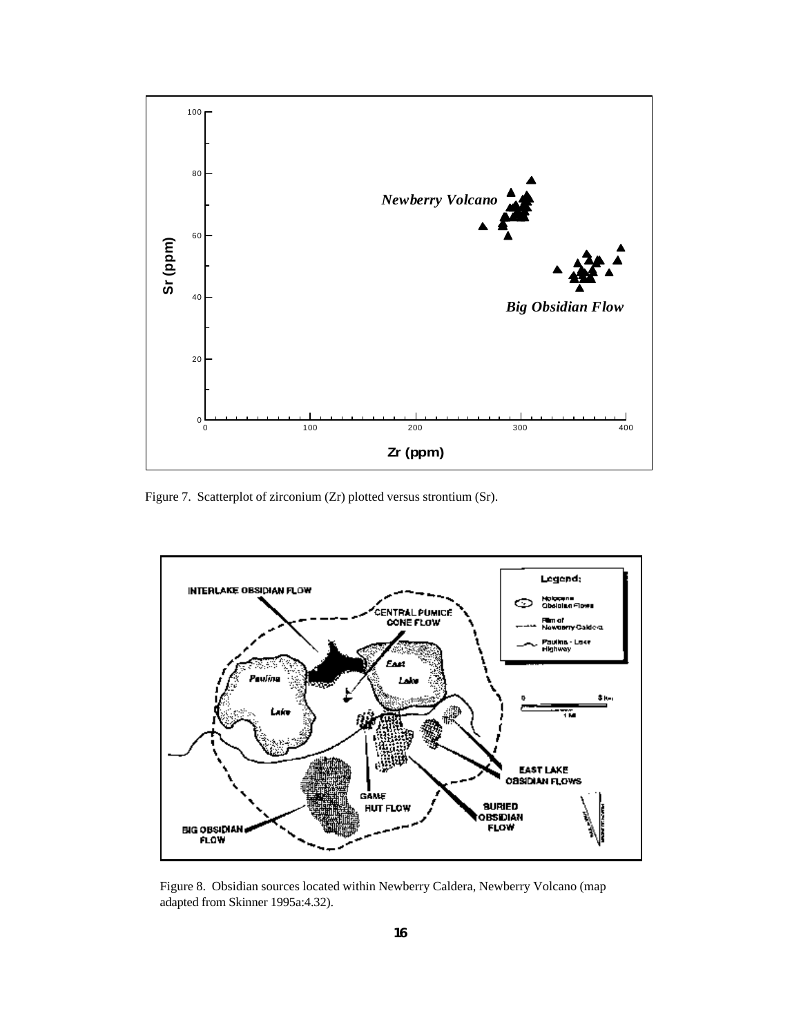Figure 7. Scatterplot of zirconium (Zr) plotted versus strontium (Sr).

Figure 8. Obsidian sources located within Newberry Caldera, Newberry Volcano (map adapted from Skinner 1995a:4.32).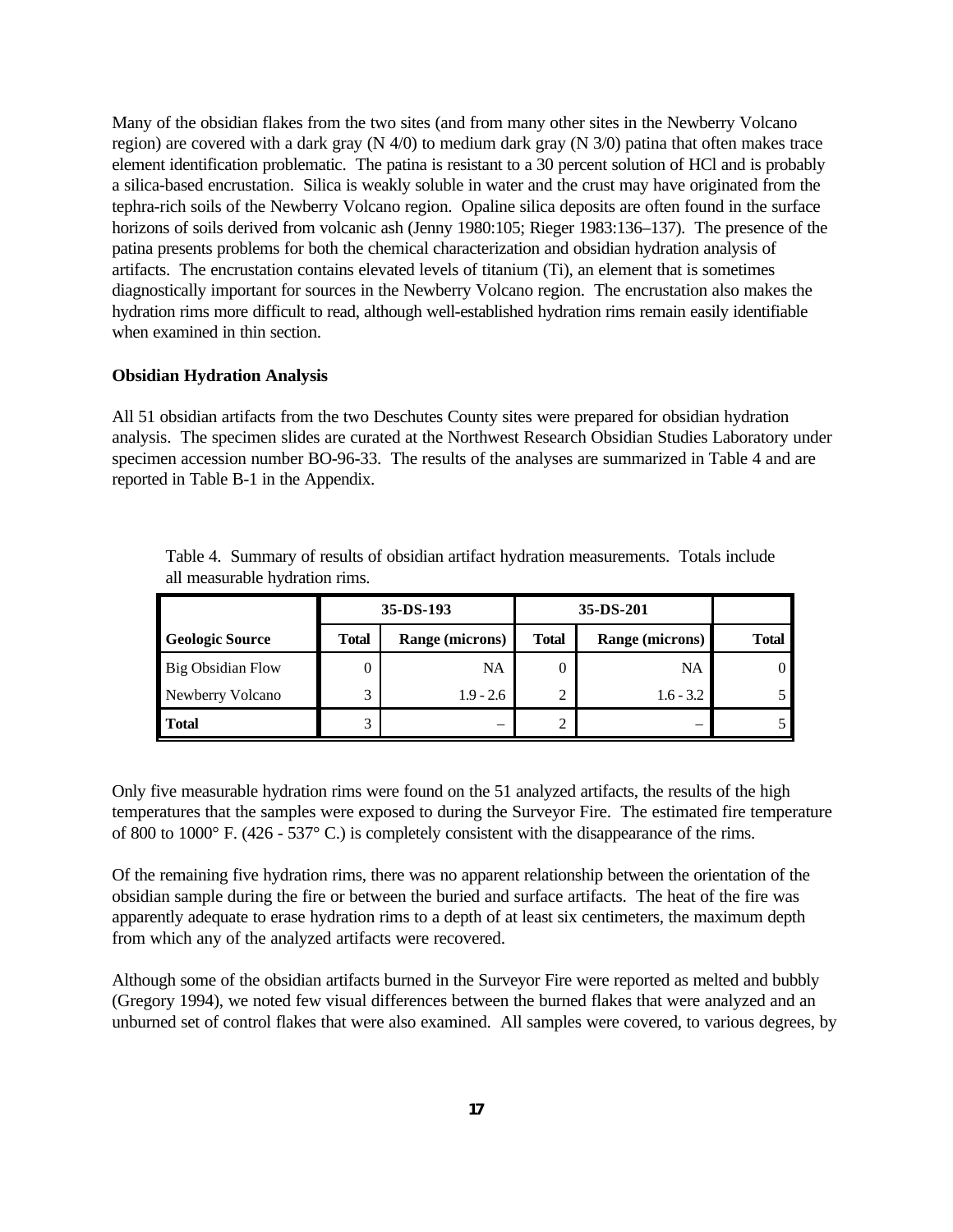Many of the obsidian flakes from the two sites (and from many other sites in the Newberry Volcano region) are covered with a dark gray (N 4/0) to medium dark gray (N 3/0) patina that often makes trace element identification problematic. The patina is resistant to a 30 percent solution of HCl and is probably a silica-based encrustation. Silica is weakly soluble in water and the crust may have originated from the tephra-rich soils of the Newberry Volcano region. Opaline silica deposits are often found in the surface horizons of soils derived from volcanic ash (Jenny 1980:105; Rieger 1983:136–137). The presence of the patina presents problems for both the chemical characterization and obsidian hydration analysis of artifacts. The encrustation contains elevated levels of titanium (Ti), an element that is sometimes diagnostically important for sources in the Newberry Volcano region. The encrustation also makes the hydration rims more difficult to read, although well-established hydration rims remain easily identifiable when examined in thin section.

**Obsidian Hydration Analysis**

All 51 obsidian artifacts from the two Deschutes County sites were prepared for obsidian hydration analysis. The specimen slides are curated at the Northwest Research Obsidian Studies Laboratory under specimen accession number BO-96-33. The results of the analyses are summarized in Table 4 and are reported in Table B-1 in the Appendix.

Table 4. Summary of results of obsidian artifact hydration measurements. Totals include all measurable hydration rims.

| | 35-DS-193 | | 35-DS-201 | | |
|---|---|---|---|---|---|
| **Geologic Source** | **Total** | **Range (microns)** | **Total** | **Range (microns)** | **Total** |
| Big Obsidian Flow | 0 | NA | 0 | NA | 0 |
| Newberry Volcano | 3 | 1.9 - 2.6 | 2 | 1.6 - 3.2 | 5 |
| **Total** | 3 | – | 2 | – | 5 |

Only five measurable hydration rims were found on the 51 analyzed artifacts, the results of the high temperatures that the samples were exposed to during the Surveyor Fire. The estimated fire temperature of 800 to 1000° F. (426 - 537° C.) is completely consistent with the disappearance of the rims.

Of the remaining five hydration rims, there was no apparent relationship between the orientation of the obsidian sample during the fire or between the buried and surface artifacts. The heat of the fire was apparently adequate to erase hydration rims to a depth of at least six centimeters, the maximum depth from which any of the analyzed artifacts were recovered.

Although some of the obsidian artifacts burned in the Surveyor Fire were reported as melted and bubbly (Gregory 1994), we noted few visual differences between the burned flakes that were analyzed and an unburned set of control flakes that were also examined. All samples were covered, to various degrees, by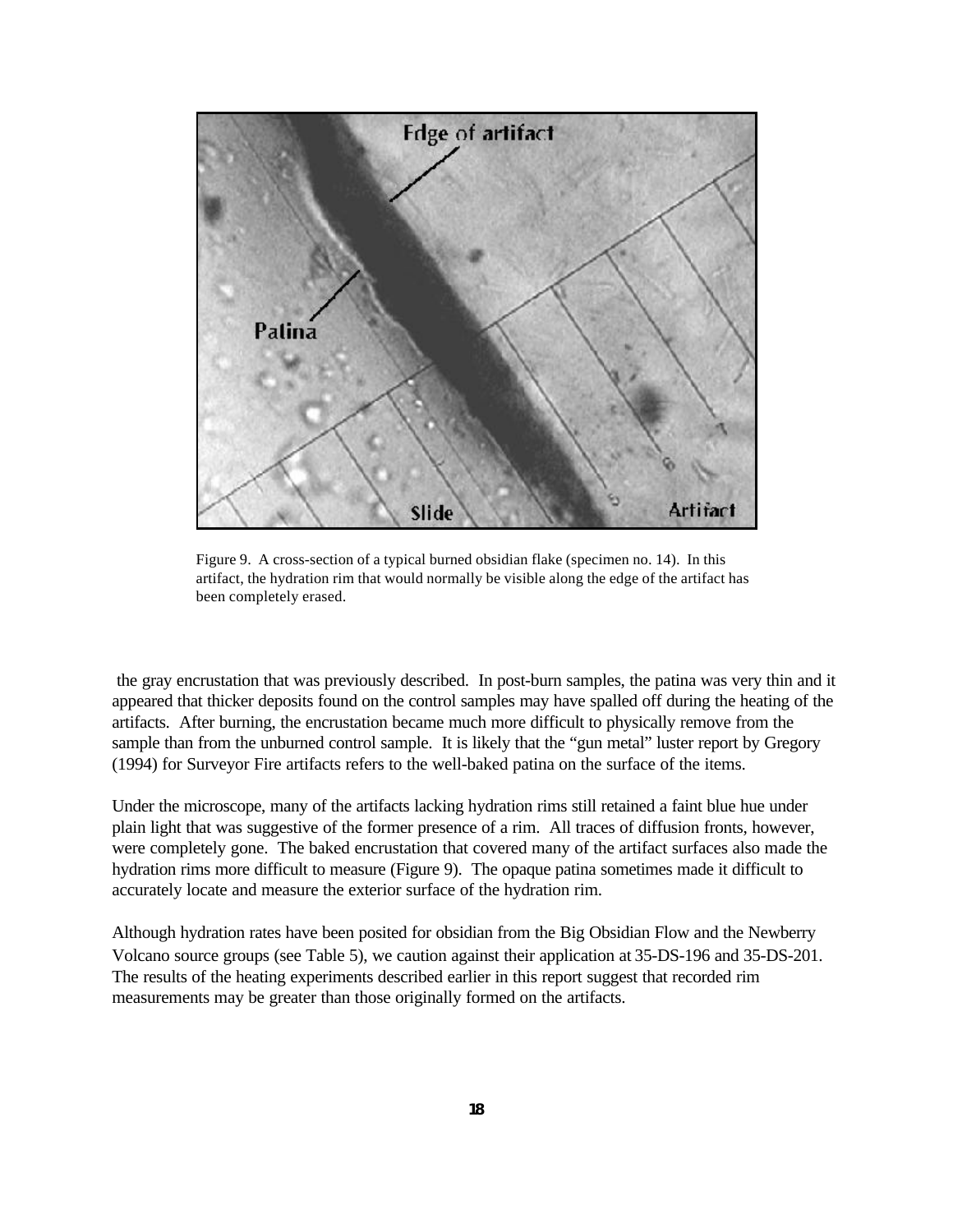Figure 9. A cross-section of a typical burned obsidian flake (specimen no. 14). In this artifact, the hydration rim that would normally be visible along the edge of the artifact has been completely erased.

the gray encrustation that was previously described. In post-burn samples, the patina was very thin and it appeared that thicker deposits found on the control samples may have spalled off during the heating of the artifacts. After burning, the encrustation became much more difficult to physically remove from the sample than from the unburned control sample. It is likely that the "gun metal" luster report by Gregory (1994) for Surveyor Fire artifacts refers to the well-baked patina on the surface of the items.

Under the microscope, many of the artifacts lacking hydration rims still retained a faint blue hue under plain light that was suggestive of the former presence of a rim. All traces of diffusion fronts, however, were completely gone. The baked encrustation that covered many of the artifact surfaces also made the hydration rims more difficult to measure (Figure 9). The opaque patina sometimes made it difficult to accurately locate and measure the exterior surface of the hydration rim.

Although hydration rates have been posited for obsidian from the Big Obsidian Flow and the Newberry Volcano source groups (see Table 5), we caution against their application at 35-DS-196 and 35-DS-201. The results of the heating experiments described earlier in this report suggest that recorded rim measurements may be greater than those originally formed on the artifacts.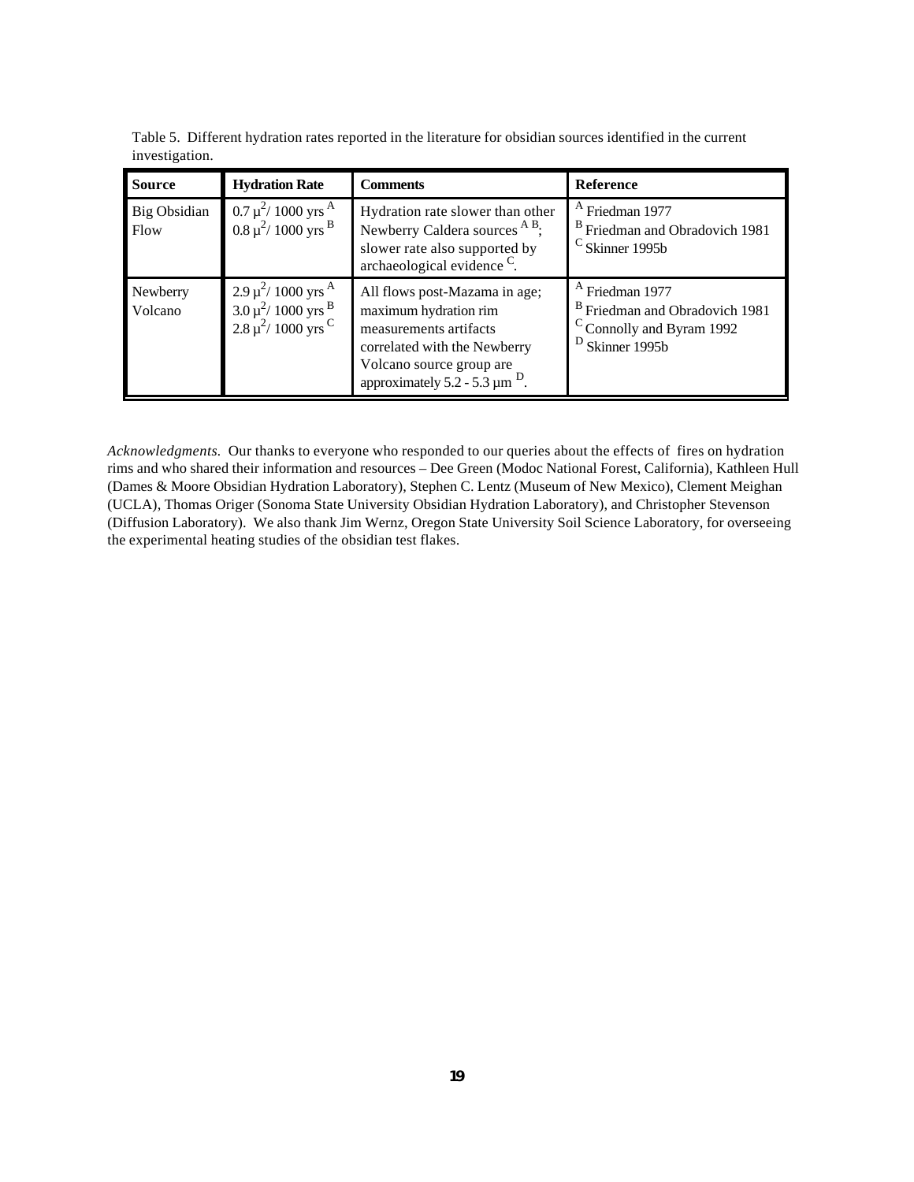Table 5. Different hydration rates reported in the literature for obsidian sources identified in the current investigation.

| Source | Hydration Rate | Comments | Reference |
| --- | --- | --- | --- |
| Big Obsidian Flow | $0.7\ \mu^2$/ 1000 yrs [A]<br>$0.8\ \mu^2$/ 1000 yrs [B] | Hydration rate slower than other Newberry Caldera sources [A B]; slower rate also supported by archaeological evidence [C]. | [A] Friedman 1977<br>[B] Friedman and Obradovich 1981<br>[C] Skinner 1995b |
| Newberry Volcano | $2.9\ \mu^2$/ 1000 yrs [A]<br>$3.0\ \mu^2$/ 1000 yrs [B]<br>$2.8\ \mu^2$/ 1000 yrs [C] | All flows post-Mazama in age; maximum hydration rim measurements artifacts correlated with the Newberry Volcano source group are approximately 5.2 - 5.3 µm [D]. | [A] Friedman 1977<br>[B] Friedman and Obradovich 1981<br>[C] Connolly and Byram 1992<br>[D] Skinner 1995b |

*Acknowledgments.* Our thanks to everyone who responded to our queries about the effects of fires on hydration rims and who shared their information and resources – Dee Green (Modoc National Forest, California), Kathleen Hull (Dames & Moore Obsidian Hydration Laboratory), Stephen C. Lentz (Museum of New Mexico), Clement Meighan (UCLA), Thomas Origer (Sonoma State University Obsidian Hydration Laboratory), and Christopher Stevenson (Diffusion Laboratory). We also thank Jim Wernz, Oregon State University Soil Science Laboratory, for overseeing the experimental heating studies of the obsidian test flakes.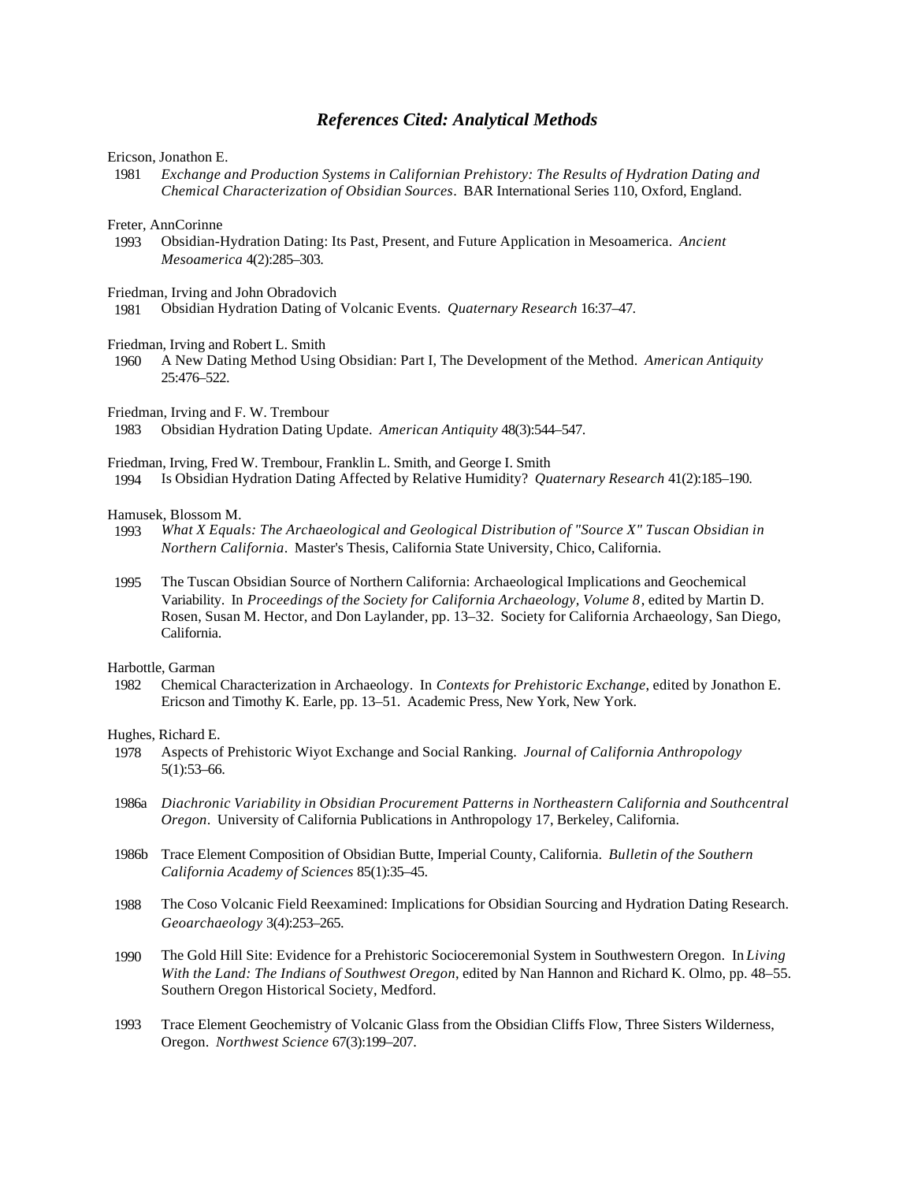## *References Cited: Analytical Methods*

Ericson, Jonathon E.

1981 *Exchange and Production Systems in Californian Prehistory: The Results of Hydration Dating and Chemical Characterization of Obsidian Sources*. BAR International Series 110, Oxford, England.

Freter, AnnCorinne

1993 Obsidian-Hydration Dating: Its Past, Present, and Future Application in Mesoamerica. *Ancient Mesoamerica* 4(2):285–303.

Friedman, Irving and John Obradovich

1981 Obsidian Hydration Dating of Volcanic Events. *Quaternary Research* 16:37–47.

Friedman, Irving and Robert L. Smith

1960 A New Dating Method Using Obsidian: Part I, The Development of the Method. *American Antiquity* 25:476–522.

Friedman, Irving and F. W. Trembour

1983 Obsidian Hydration Dating Update. *American Antiquity* 48(3):544–547.

Friedman, Irving, Fred W. Trembour, Franklin L. Smith, and George I. Smith

1994 Is Obsidian Hydration Dating Affected by Relative Humidity? *Quaternary Research* 41(2):185–190.

Hamusek, Blossom M.

1993 *What X Equals: The Archaeological and Geological Distribution of "Source X" Tuscan Obsidian in Northern California*. Master's Thesis, California State University, Chico, California.

1995 The Tuscan Obsidian Source of Northern California: Archaeological Implications and Geochemical Variability. In *Proceedings of the Society for California Archaeology, Volume 8*, edited by Martin D. Rosen, Susan M. Hector, and Don Laylander, pp. 13–32. Society for California Archaeology, San Diego, California.

Harbottle, Garman

1982 Chemical Characterization in Archaeology. In *Contexts for Prehistoric Exchange*, edited by Jonathon E. Ericson and Timothy K. Earle, pp. 13–51. Academic Press, New York, New York.

Hughes, Richard E.

1978 Aspects of Prehistoric Wiyot Exchange and Social Ranking. *Journal of California Anthropology* 5(1):53–66.

1986a *Diachronic Variability in Obsidian Procurement Patterns in Northeastern California and Southcentral Oregon*. University of California Publications in Anthropology 17, Berkeley, California.

1986b Trace Element Composition of Obsidian Butte, Imperial County, California. *Bulletin of the Southern California Academy of Sciences* 85(1):35–45.

1988 The Coso Volcanic Field Reexamined: Implications for Obsidian Sourcing and Hydration Dating Research. *Geoarchaeology* 3(4):253–265.

1990 The Gold Hill Site: Evidence for a Prehistoric Socioceremonial System in Southwestern Oregon. In *Living With the Land: The Indians of Southwest Oregon*, edited by Nan Hannon and Richard K. Olmo, pp. 48–55. Southern Oregon Historical Society, Medford.

1993 Trace Element Geochemistry of Volcanic Glass from the Obsidian Cliffs Flow, Three Sisters Wilderness, Oregon. *Northwest Science* 67(3):199–207.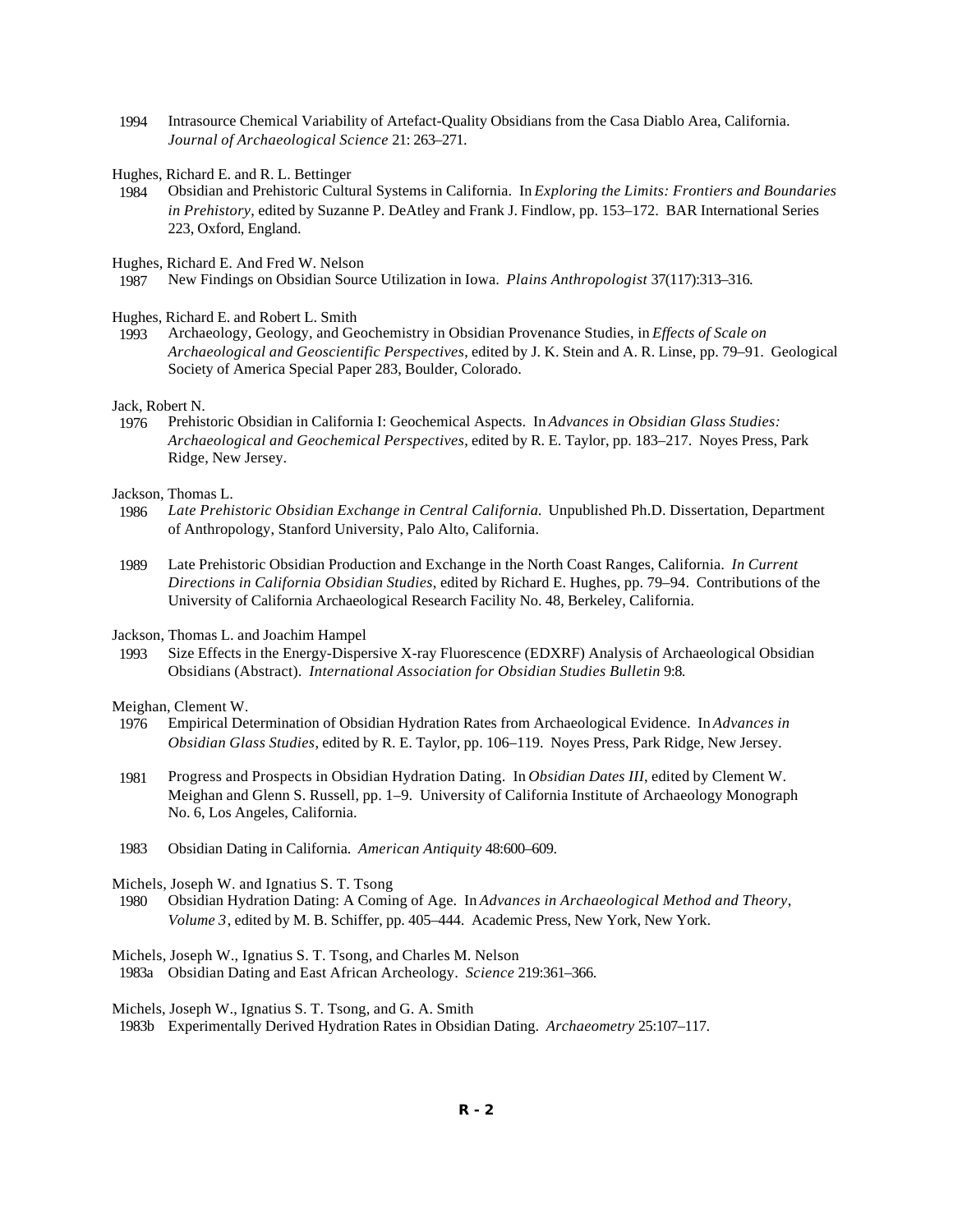1994 Intrasource Chemical Variability of Artefact-Quality Obsidians from the Casa Diablo Area, California. *Journal of Archaeological Science* 21: 263–271.

Hughes, Richard E. and R. L. Bettinger

1984 Obsidian and Prehistoric Cultural Systems in California. In *Exploring the Limits: Frontiers and Boundaries in Prehistory*, edited by Suzanne P. DeAtley and Frank J. Findlow, pp. 153–172. BAR International Series 223, Oxford, England.

Hughes, Richard E. And Fred W. Nelson

1987 New Findings on Obsidian Source Utilization in Iowa. *Plains Anthropologist* 37(117):313–316.

Hughes, Richard E. and Robert L. Smith

1993 Archaeology, Geology, and Geochemistry in Obsidian Provenance Studies, in *Effects of Scale on Archaeological and Geoscientific Perspectives*, edited by J. K. Stein and A. R. Linse, pp. 79–91. Geological Society of America Special Paper 283, Boulder, Colorado.

Jack, Robert N.

1976 Prehistoric Obsidian in California I: Geochemical Aspects. In *Advances in Obsidian Glass Studies: Archaeological and Geochemical Perspectives*, edited by R. E. Taylor, pp. 183–217. Noyes Press, Park Ridge, New Jersey.

Jackson, Thomas L.

1986 *Late Prehistoric Obsidian Exchange in Central California.* Unpublished Ph.D. Dissertation, Department of Anthropology, Stanford University, Palo Alto, California.

1989 Late Prehistoric Obsidian Production and Exchange in the North Coast Ranges, California. *In Current Directions in California Obsidian Studies*, edited by Richard E. Hughes, pp. 79–94. Contributions of the University of California Archaeological Research Facility No. 48, Berkeley, California.

Jackson, Thomas L. and Joachim Hampel

1993 Size Effects in the Energy-Dispersive X-ray Fluorescence (EDXRF) Analysis of Archaeological Obsidian Obsidians (Abstract). *International Association for Obsidian Studies Bulletin* 9:8.

Meighan, Clement W.

1976 Empirical Determination of Obsidian Hydration Rates from Archaeological Evidence. In *Advances in Obsidian Glass Studies*, edited by R. E. Taylor, pp. 106–119. Noyes Press, Park Ridge, New Jersey.

1981 Progress and Prospects in Obsidian Hydration Dating. In *Obsidian Dates III*, edited by Clement W. Meighan and Glenn S. Russell, pp. 1–9. University of California Institute of Archaeology Monograph No. 6, Los Angeles, California.

1983 Obsidian Dating in California. *American Antiquity* 48:600–609.

Michels, Joseph W. and Ignatius S. T. Tsong

1980 Obsidian Hydration Dating: A Coming of Age. In *Advances in Archaeological Method and Theory, Volume 3*, edited by M. B. Schiffer, pp. 405–444. Academic Press, New York, New York.

Michels, Joseph W., Ignatius S. T. Tsong, and Charles M. Nelson

1983a Obsidian Dating and East African Archeology. *Science* 219:361–366.

Michels, Joseph W., Ignatius S. T. Tsong, and G. A. Smith

1983b Experimentally Derived Hydration Rates in Obsidian Dating. *Archaeometry* 25:107–117.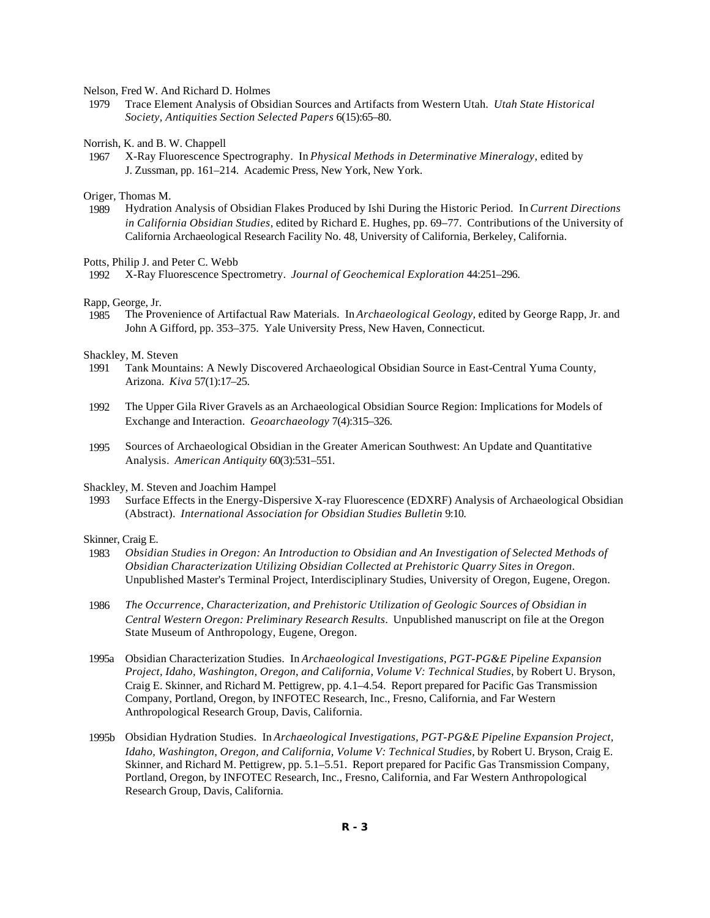Nelson, Fred W. And Richard D. Holmes

1979 Trace Element Analysis of Obsidian Sources and Artifacts from Western Utah. *Utah State Historical Society, Antiquities Section Selected Papers* 6(15):65–80.

Norrish, K. and B. W. Chappell

1967 X-Ray Fluorescence Spectrography. In *Physical Methods in Determinative Mineralogy*, edited by J. Zussman, pp. 161–214. Academic Press, New York, New York.

Origer, Thomas M.

1989 Hydration Analysis of Obsidian Flakes Produced by Ishi During the Historic Period. In *Current Directions in California Obsidian Studies*, edited by Richard E. Hughes, pp. 69–77. Contributions of the University of California Archaeological Research Facility No. 48, University of California, Berkeley, California.

Potts, Philip J. and Peter C. Webb

1992 X-Ray Fluorescence Spectrometry. *Journal of Geochemical Exploration* 44:251–296.

Rapp, George, Jr.

1985 The Provenience of Artifactual Raw Materials. In *Archaeological Geology*, edited by George Rapp, Jr. and John A Gifford, pp. 353–375. Yale University Press, New Haven, Connecticut.

Shackley, M. Steven

1991 Tank Mountains: A Newly Discovered Archaeological Obsidian Source in East-Central Yuma County, Arizona. *Kiva* 57(1):17–25.

1992 The Upper Gila River Gravels as an Archaeological Obsidian Source Region: Implications for Models of Exchange and Interaction. *Geoarchaeology* 7(4):315–326.

1995 Sources of Archaeological Obsidian in the Greater American Southwest: An Update and Quantitative Analysis. *American Antiquity* 60(3):531–551.

Shackley, M. Steven and Joachim Hampel

1993 Surface Effects in the Energy-Dispersive X-ray Fluorescence (EDXRF) Analysis of Archaeological Obsidian (Abstract). *International Association for Obsidian Studies Bulletin* 9:10.

Skinner, Craig E.

1983 *Obsidian Studies in Oregon: An Introduction to Obsidian and An Investigation of Selected Methods of Obsidian Characterization Utilizing Obsidian Collected at Prehistoric Quarry Sites in Oregon*. Unpublished Master's Terminal Project, Interdisciplinary Studies, University of Oregon, Eugene, Oregon.

1986 *The Occurrence, Characterization, and Prehistoric Utilization of Geologic Sources of Obsidian in Central Western Oregon: Preliminary Research Results*. Unpublished manuscript on file at the Oregon State Museum of Anthropology, Eugene, Oregon.

1995a Obsidian Characterization Studies. In *Archaeological Investigations, PGT-PG&E Pipeline Expansion Project, Idaho, Washington, Oregon, and California, Volume V: Technical Studies*, by Robert U. Bryson, Craig E. Skinner, and Richard M. Pettigrew, pp. 4.1–4.54. Report prepared for Pacific Gas Transmission Company, Portland, Oregon, by INFOTEC Research, Inc., Fresno, California, and Far Western Anthropological Research Group, Davis, California.

1995b Obsidian Hydration Studies. In *Archaeological Investigations, PGT-PG&E Pipeline Expansion Project, Idaho, Washington, Oregon, and California, Volume V: Technical Studies*, by Robert U. Bryson, Craig E. Skinner, and Richard M. Pettigrew, pp. 5.1–5.51. Report prepared for Pacific Gas Transmission Company, Portland, Oregon, by INFOTEC Research, Inc., Fresno, California, and Far Western Anthropological Research Group, Davis, California.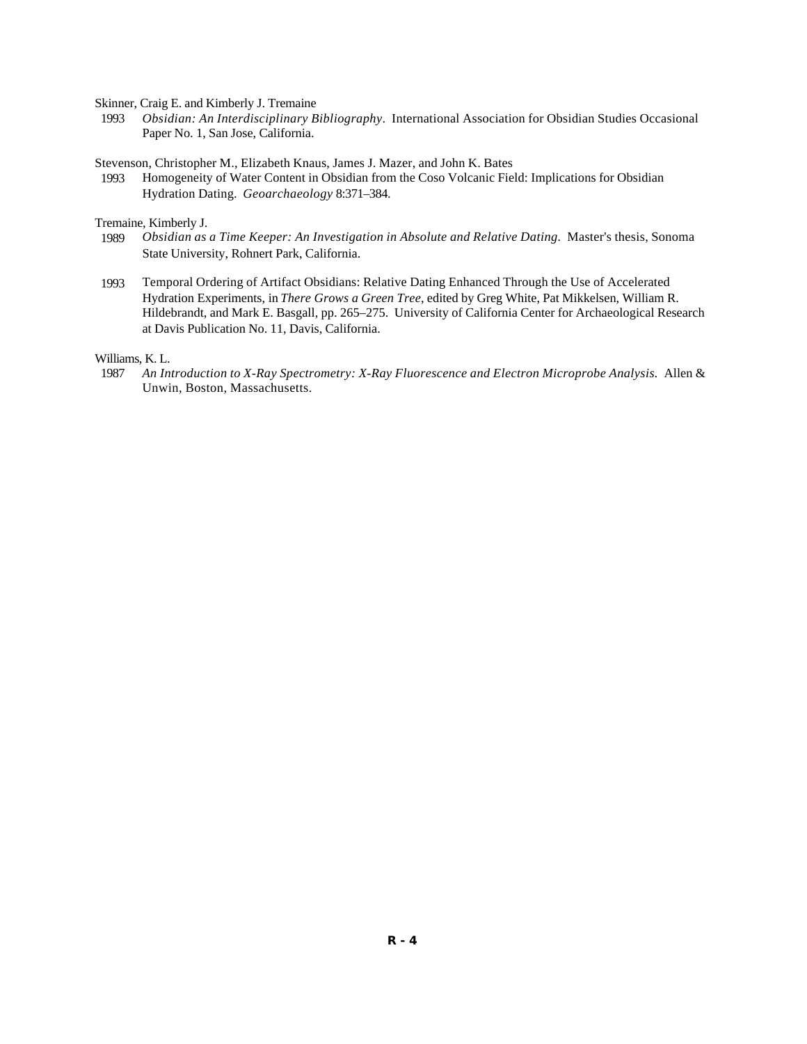Skinner, Craig E. and Kimberly J. Tremaine

1993 *Obsidian: An Interdisciplinary Bibliography*. International Association for Obsidian Studies Occasional Paper No. 1, San Jose, California.

Stevenson, Christopher M., Elizabeth Knaus, James J. Mazer, and John K. Bates

1993 Homogeneity of Water Content in Obsidian from the Coso Volcanic Field: Implications for Obsidian Hydration Dating. *Geoarchaeology* 8:371–384.

Tremaine, Kimberly J.

1989 *Obsidian as a Time Keeper: An Investigation in Absolute and Relative Dating.* Master's thesis, Sonoma State University, Rohnert Park, California.

1993 Temporal Ordering of Artifact Obsidians: Relative Dating Enhanced Through the Use of Accelerated Hydration Experiments, in *There Grows a Green Tree*, edited by Greg White, Pat Mikkelsen, William R. Hildebrandt, and Mark E. Basgall, pp. 265–275. University of California Center for Archaeological Research at Davis Publication No. 11, Davis, California.

Williams, K. L.

1987 *An Introduction to X-Ray Spectrometry: X-Ray Fluorescence and Electron Microprobe Analysis.* Allen & Unwin, Boston, Massachusetts.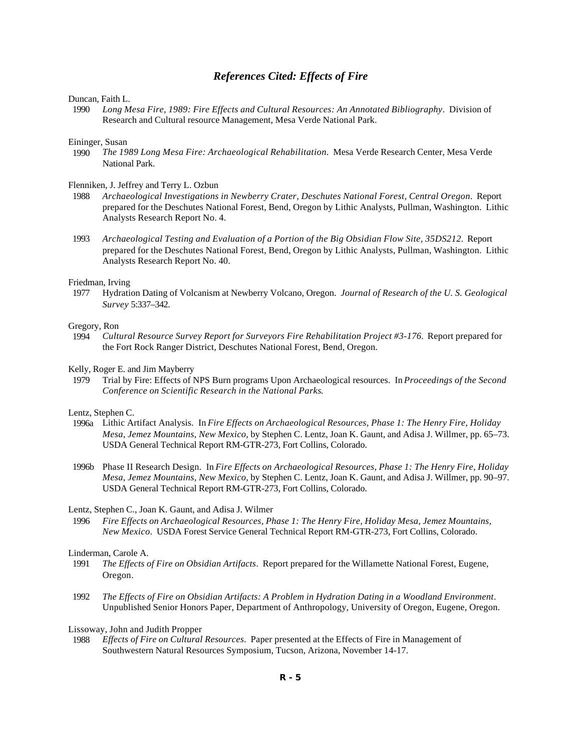## *References Cited: Effects of Fire*

Duncan, Faith L.

1990 *Long Mesa Fire, 1989: Fire Effects and Cultural Resources: An Annotated Bibliography*. Division of Research and Cultural resource Management, Mesa Verde National Park.

Eininger, Susan

1990 *The 1989 Long Mesa Fire: Archaeological Rehabilitation*. Mesa Verde Research Center, Mesa Verde National Park.

Flenniken, J. Jeffrey and Terry L. Ozbun

1988 *Archaeological Investigations in Newberry Crater, Deschutes National Forest, Central Oregon*. Report prepared for the Deschutes National Forest, Bend, Oregon by Lithic Analysts, Pullman, Washington. Lithic Analysts Research Report No. 4.

1993 *Archaeological Testing and Evaluation of a Portion of the Big Obsidian Flow Site, 35DS212*. Report prepared for the Deschutes National Forest, Bend, Oregon by Lithic Analysts, Pullman, Washington. Lithic Analysts Research Report No. 40.

Friedman, Irving

1977 Hydration Dating of Volcanism at Newberry Volcano, Oregon. *Journal of Research of the U. S. Geological Survey* 5:337–342.

Gregory, Ron

1994 *Cultural Resource Survey Report for Surveyors Fire Rehabilitation Project #3-176*. Report prepared for the Fort Rock Ranger District, Deschutes National Forest, Bend, Oregon.

Kelly, Roger E. and Jim Mayberry

1979 Trial by Fire: Effects of NPS Burn programs Upon Archaeological resources. In *Proceedings of the Second Conference on Scientific Research in the National Parks*.

Lentz, Stephen C.

1996a Lithic Artifact Analysis. In *Fire Effects on Archaeological Resources, Phase 1: The Henry Fire, Holiday Mesa, Jemez Mountains, New Mexico*, by Stephen C. Lentz, Joan K. Gaunt, and Adisa J. Willmer, pp. 65–73. USDA General Technical Report RM-GTR-273, Fort Collins, Colorado.

1996b Phase II Research Design. In *Fire Effects on Archaeological Resources, Phase 1: The Henry Fire, Holiday Mesa, Jemez Mountains, New Mexico*, by Stephen C. Lentz, Joan K. Gaunt, and Adisa J. Willmer, pp. 90–97. USDA General Technical Report RM-GTR-273, Fort Collins, Colorado.

Lentz, Stephen C., Joan K. Gaunt, and Adisa J. Wilmer

1996 *Fire Effects on Archaeological Resources, Phase 1: The Henry Fire, Holiday Mesa, Jemez Mountains, New Mexico*. USDA Forest Service General Technical Report RM-GTR-273, Fort Collins, Colorado.

Linderman, Carole A.

1991 *The Effects of Fire on Obsidian Artifacts*. Report prepared for the Willamette National Forest, Eugene, Oregon.

1992 *The Effects of Fire on Obsidian Artifacts: A Problem in Hydration Dating in a Woodland Environment*. Unpublished Senior Honors Paper, Department of Anthropology, University of Oregon, Eugene, Oregon.

Lissoway, John and Judith Propper

1988 *Effects of Fire on Cultural Resources*. Paper presented at the Effects of Fire in Management of Southwestern Natural Resources Symposium, Tucson, Arizona, November 14-17.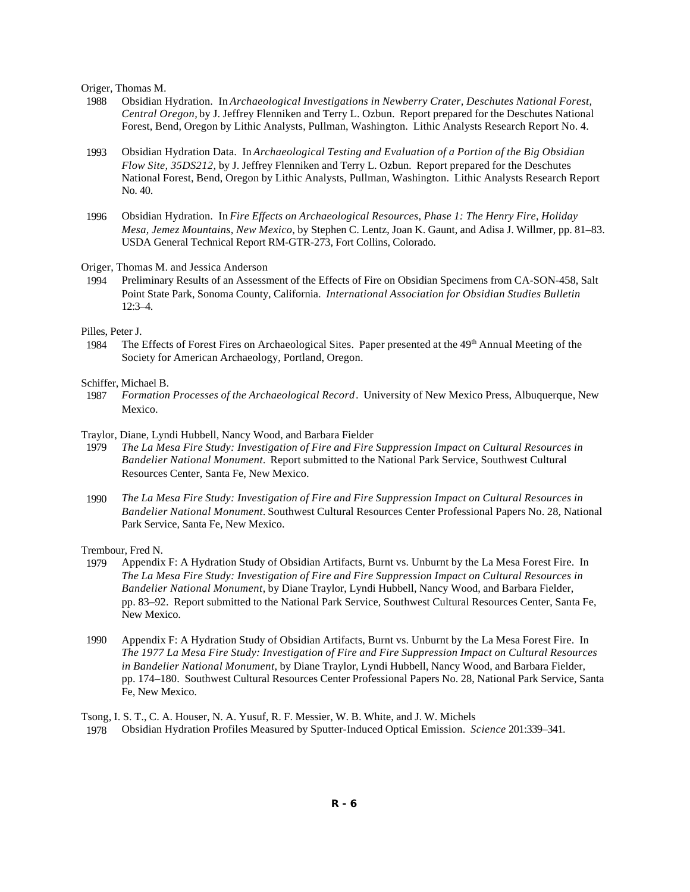Origer, Thomas M.

1988 Obsidian Hydration. In *Archaeological Investigations in Newberry Crater, Deschutes National Forest, Central Oregon*, by J. Jeffrey Flenniken and Terry L. Ozbun. Report prepared for the Deschutes National Forest, Bend, Oregon by Lithic Analysts, Pullman, Washington. Lithic Analysts Research Report No. 4.

1993 Obsidian Hydration Data. In *Archaeological Testing and Evaluation of a Portion of the Big Obsidian Flow Site, 35DS212*, by J. Jeffrey Flenniken and Terry L. Ozbun. Report prepared for the Deschutes National Forest, Bend, Oregon by Lithic Analysts, Pullman, Washington. Lithic Analysts Research Report No. 40.

1996 Obsidian Hydration. In *Fire Effects on Archaeological Resources, Phase 1: The Henry Fire, Holiday Mesa, Jemez Mountains, New Mexico*, by Stephen C. Lentz, Joan K. Gaunt, and Adisa J. Willmer, pp. 81–83. USDA General Technical Report RM-GTR-273, Fort Collins, Colorado.

Origer, Thomas M. and Jessica Anderson

1994 Preliminary Results of an Assessment of the Effects of Fire on Obsidian Specimens from CA-SON-458, Salt Point State Park, Sonoma County, California. *International Association for Obsidian Studies Bulletin* 12:3–4.

Pilles, Peter J.

1984 The Effects of Forest Fires on Archaeological Sites. Paper presented at the 49th Annual Meeting of the Society for American Archaeology, Portland, Oregon.

Schiffer, Michael B.

1987 *Formation Processes of the Archaeological Record*. University of New Mexico Press, Albuquerque, New Mexico.

Traylor, Diane, Lyndi Hubbell, Nancy Wood, and Barbara Fielder

1979 *The La Mesa Fire Study: Investigation of Fire and Fire Suppression Impact on Cultural Resources in Bandelier National Monument*. Report submitted to the National Park Service, Southwest Cultural Resources Center, Santa Fe, New Mexico.

1990 *The La Mesa Fire Study: Investigation of Fire and Fire Suppression Impact on Cultural Resources in Bandelier National Monument*. Southwest Cultural Resources Center Professional Papers No. 28, National Park Service, Santa Fe, New Mexico.

Trembour, Fred N.

1979 Appendix F: A Hydration Study of Obsidian Artifacts, Burnt vs. Unburnt by the La Mesa Forest Fire. In *The La Mesa Fire Study: Investigation of Fire and Fire Suppression Impact on Cultural Resources in Bandelier National Monument*, by Diane Traylor, Lyndi Hubbell, Nancy Wood, and Barbara Fielder, pp. 83–92. Report submitted to the National Park Service, Southwest Cultural Resources Center, Santa Fe, New Mexico.

1990 Appendix F: A Hydration Study of Obsidian Artifacts, Burnt vs. Unburnt by the La Mesa Forest Fire. In *The 1977 La Mesa Fire Study: Investigation of Fire and Fire Suppression Impact on Cultural Resources in Bandelier National Monument*, by Diane Traylor, Lyndi Hubbell, Nancy Wood, and Barbara Fielder, pp. 174–180. Southwest Cultural Resources Center Professional Papers No. 28, National Park Service, Santa Fe, New Mexico.

Tsong, I. S. T., C. A. Houser, N. A. Yusuf, R. F. Messier, W. B. White, and J. W. Michels

1978 Obsidian Hydration Profiles Measured by Sputter-Induced Optical Emission. *Science* 201:339–341.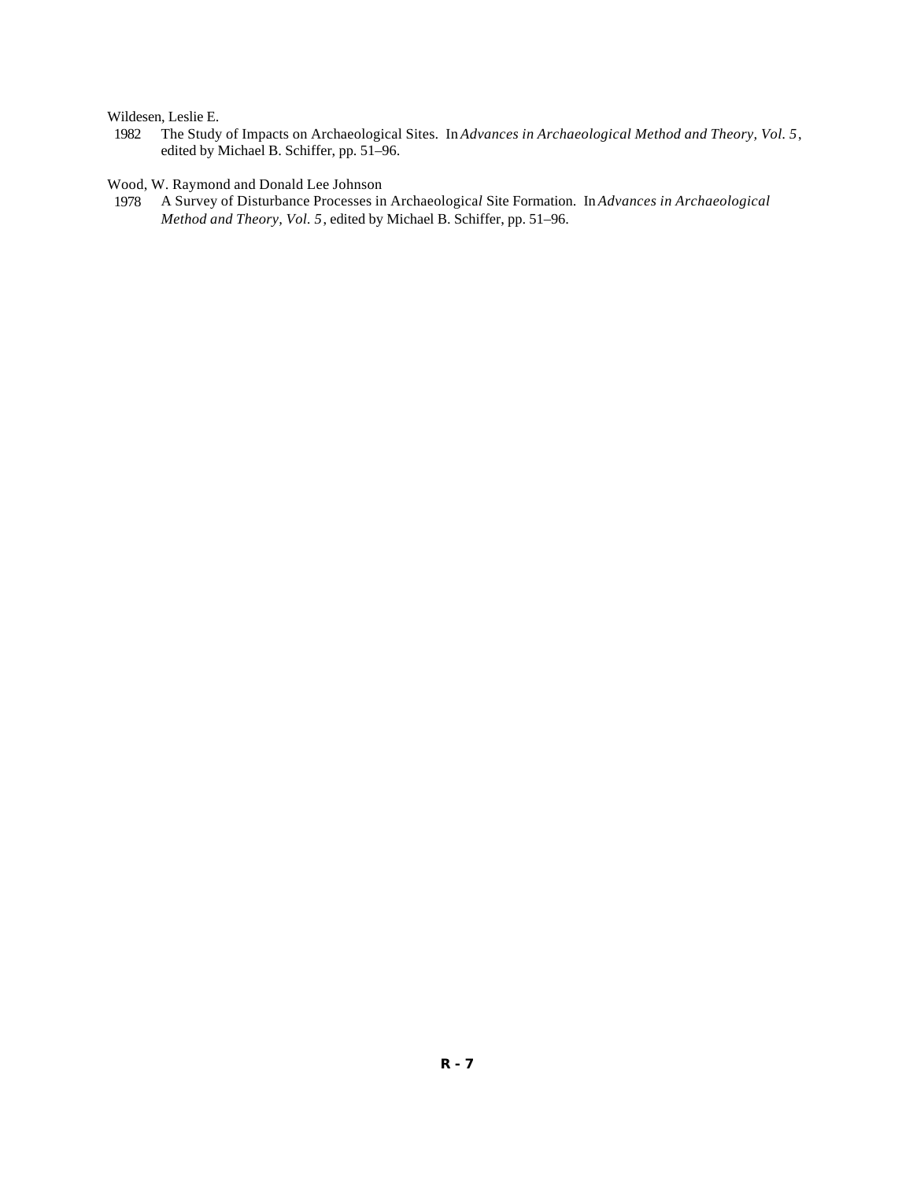Wildesen, Leslie E.

1982 The Study of Impacts on Archaeological Sites. In *Advances in Archaeological Method and Theory, Vol. 5*, edited by Michael B. Schiffer, pp. 51–96.

Wood, W. Raymond and Donald Lee Johnson

1978 A Survey of Disturbance Processes in Archaeological Site Formation. In *Advances in Archaeological Method and Theory, Vol. 5*, edited by Michael B. Schiffer, pp. 51–96.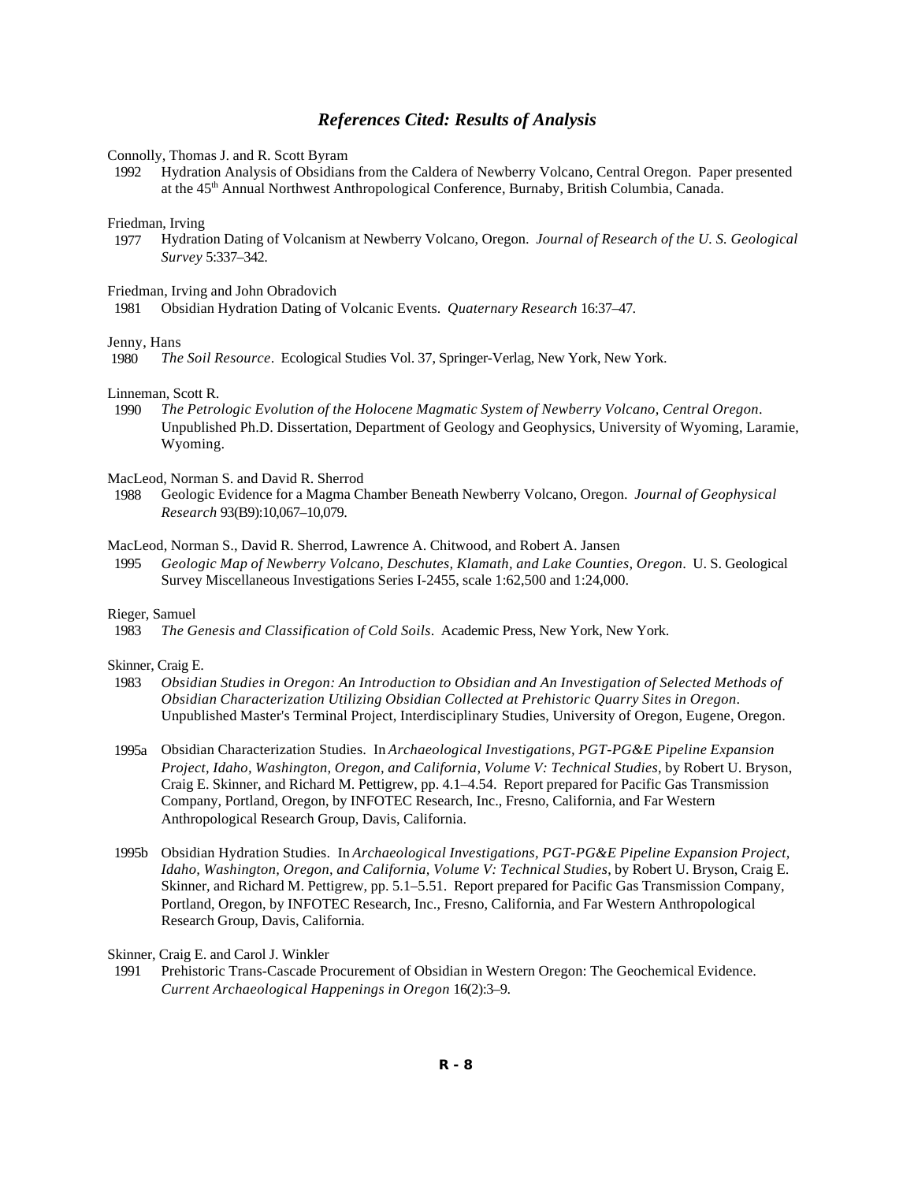## *References Cited: Results of Analysis*

Connolly, Thomas J. and R. Scott Byram

1992 Hydration Analysis of Obsidians from the Caldera of Newberry Volcano, Central Oregon. Paper presented at the 45th Annual Northwest Anthropological Conference, Burnaby, British Columbia, Canada.

Friedman, Irving

1977 Hydration Dating of Volcanism at Newberry Volcano, Oregon. *Journal of Research of the U. S. Geological Survey* 5:337–342.

Friedman, Irving and John Obradovich

1981 Obsidian Hydration Dating of Volcanic Events. *Quaternary Research* 16:37–47.

Jenny, Hans

1980 *The Soil Resource*. Ecological Studies Vol. 37, Springer-Verlag, New York, New York.

Linneman, Scott R.

1990 *The Petrologic Evolution of the Holocene Magmatic System of Newberry Volcano, Central Oregon*. Unpublished Ph.D. Dissertation, Department of Geology and Geophysics, University of Wyoming, Laramie, Wyoming.

MacLeod, Norman S. and David R. Sherrod

1988 Geologic Evidence for a Magma Chamber Beneath Newberry Volcano, Oregon. *Journal of Geophysical Research* 93(B9):10,067–10,079.

MacLeod, Norman S., David R. Sherrod, Lawrence A. Chitwood, and Robert A. Jansen

1995 *Geologic Map of Newberry Volcano, Deschutes, Klamath, and Lake Counties, Oregon*. U. S. Geological Survey Miscellaneous Investigations Series I-2455, scale 1:62,500 and 1:24,000.

Rieger, Samuel

1983 *The Genesis and Classification of Cold Soils*. Academic Press, New York, New York.

Skinner, Craig E.

1983 *Obsidian Studies in Oregon: An Introduction to Obsidian and An Investigation of Selected Methods of Obsidian Characterization Utilizing Obsidian Collected at Prehistoric Quarry Sites in Oregon*. Unpublished Master's Terminal Project, Interdisciplinary Studies, University of Oregon, Eugene, Oregon.

1995a Obsidian Characterization Studies. In *Archaeological Investigations, PGT-PG&E Pipeline Expansion Project, Idaho, Washington, Oregon, and California, Volume V: Technical Studies*, by Robert U. Bryson, Craig E. Skinner, and Richard M. Pettigrew, pp. 4.1–4.54. Report prepared for Pacific Gas Transmission Company, Portland, Oregon, by INFOTEC Research, Inc., Fresno, California, and Far Western Anthropological Research Group, Davis, California.

1995b Obsidian Hydration Studies. In *Archaeological Investigations, PGT-PG&E Pipeline Expansion Project, Idaho, Washington, Oregon, and California, Volume V: Technical Studies*, by Robert U. Bryson, Craig E. Skinner, and Richard M. Pettigrew, pp. 5.1–5.51. Report prepared for Pacific Gas Transmission Company, Portland, Oregon, by INFOTEC Research, Inc., Fresno, California, and Far Western Anthropological Research Group, Davis, California.

Skinner, Craig E. and Carol J. Winkler

1991 Prehistoric Trans-Cascade Procurement of Obsidian in Western Oregon: The Geochemical Evidence. *Current Archaeological Happenings in Oregon* 16(2):3–9.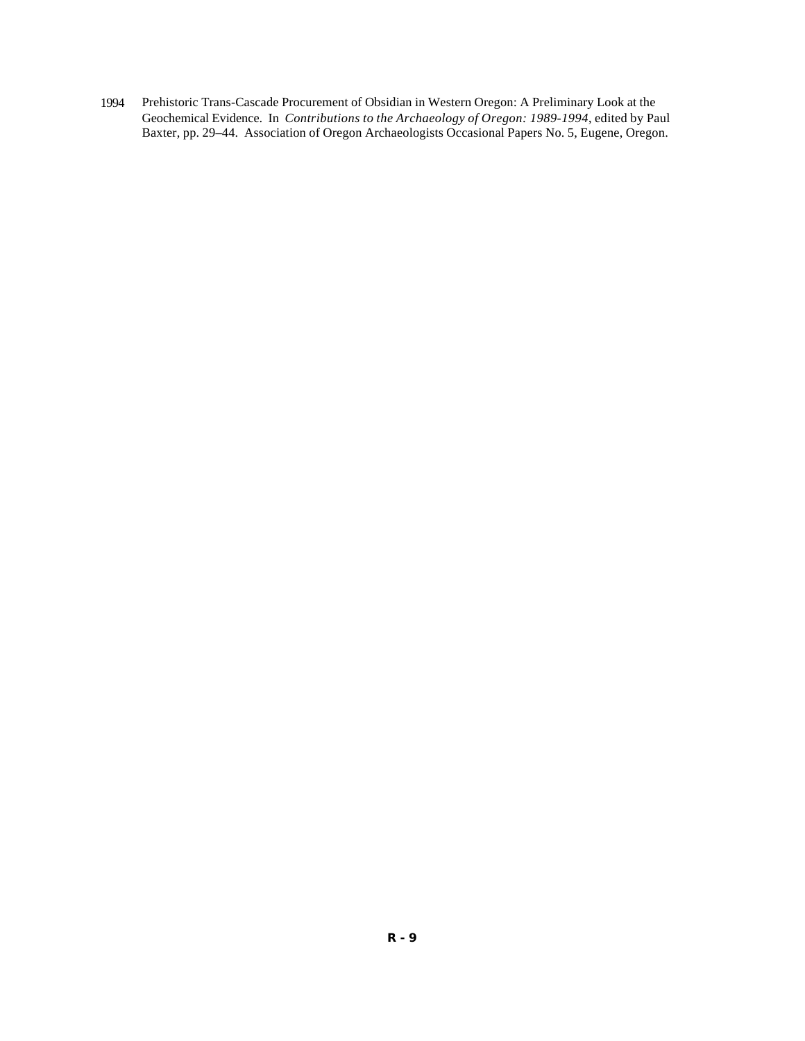1994 Prehistoric Trans-Cascade Procurement of Obsidian in Western Oregon: A Preliminary Look at the Geochemical Evidence. In *Contributions to the Archaeology of Oregon: 1989-1994*, edited by Paul Baxter, pp. 29–44. Association of Oregon Archaeologists Occasional Papers No. 5, Eugene, Oregon.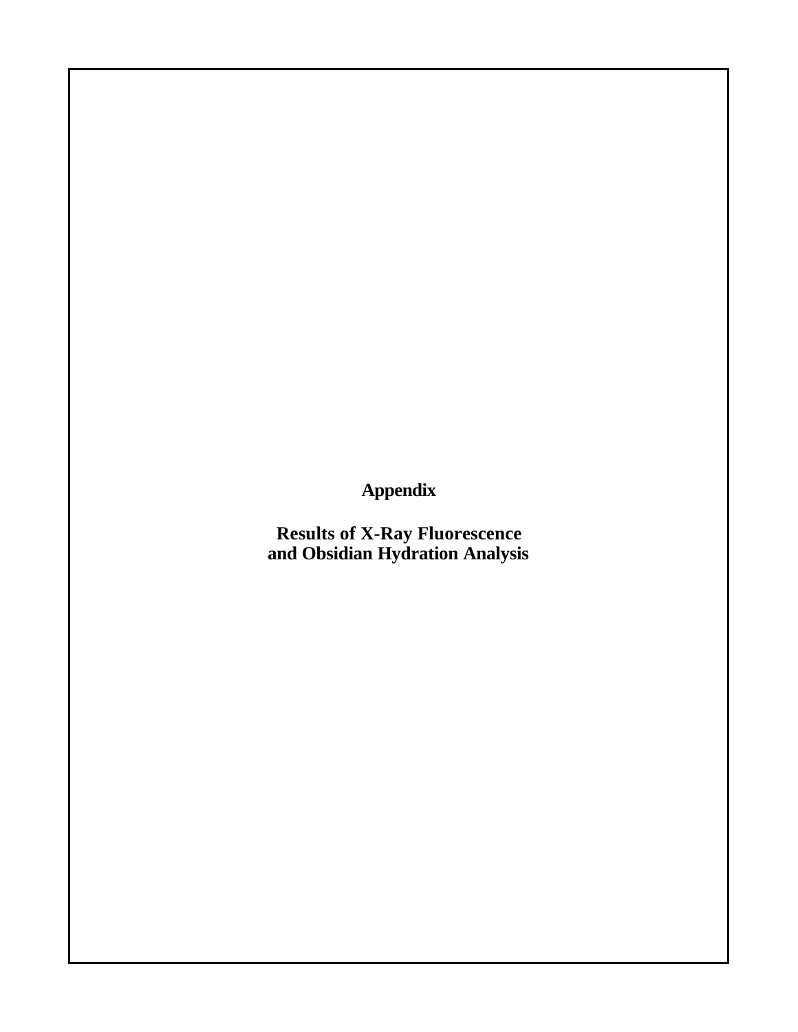# Appendix

## Results of X-Ray Fluorescence and Obsidian Hydration Analysis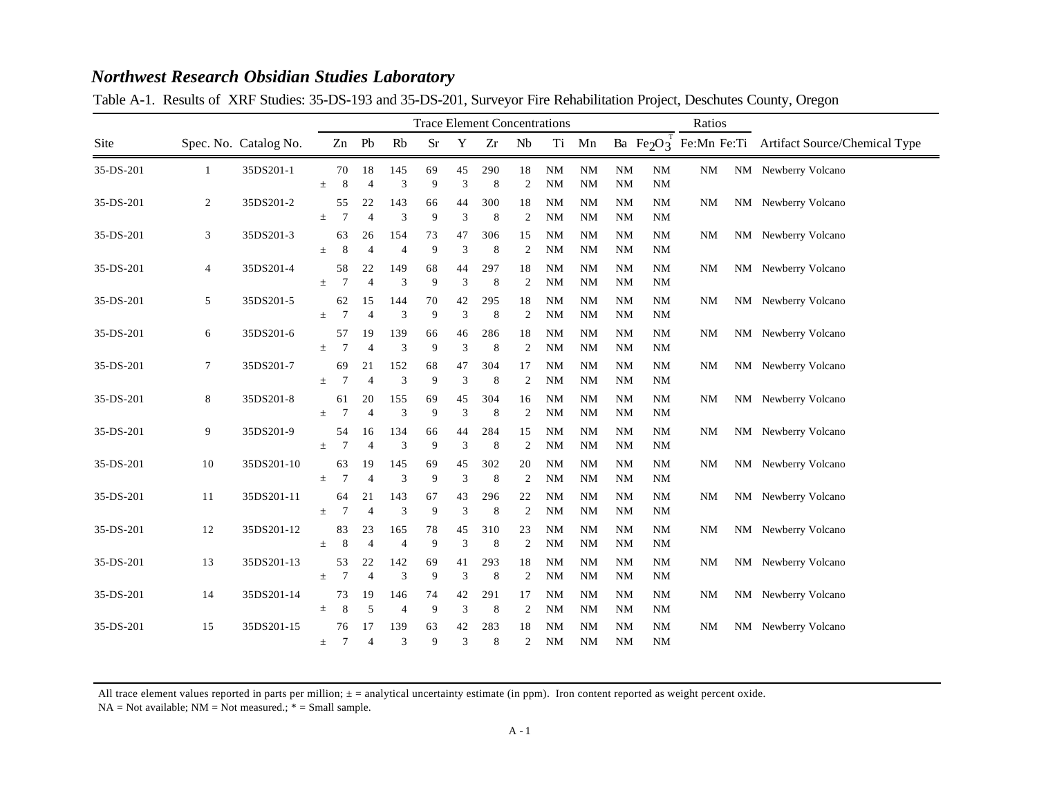# *Northwest Research Obsidian Studies Laboratory*

Table A-1. Results of XRF Studies: 35-DS-193 and 35-DS-201, Surveyor Fire Rehabilitation Project, Deschutes County, Oregon

| Site | Spec. No. | Catalog No. | | Trace Element Concentrations | | | | | | | | | | | Ratios | | Artifact Source/Chemical Type |
|---|---|---|---|---|---|---|---|---|---|---|---|---|---|---|---|---|---|
| | | | | Zn | Pb | Rb | Sr | Y | Zr | Nb | Ti | Mn | Ba | $Fe_2O_3^T$ | Fe:Mn | Fe:Ti | |
| 35-DS-201 | 1 | 35DS201-1 | | 70 | 18 | 145 | 69 | 45 | 290 | 18 | NM | NM | NM | NM | NM | NM | Newberry Volcano |
| | | | ± | 8 | 4 | 3 | 9 | 3 | 8 | 2 | NM | NM | NM | NM | | | |
| 35-DS-201 | 2 | 35DS201-2 | | 55 | 22 | 143 | 66 | 44 | 300 | 18 | NM | NM | NM | NM | NM | NM | Newberry Volcano |
| | | | ± | 7 | 4 | 3 | 9 | 3 | 8 | 2 | NM | NM | NM | NM | | | |
| 35-DS-201 | 3 | 35DS201-3 | | 63 | 26 | 154 | 73 | 47 | 306 | 15 | NM | NM | NM | NM | NM | NM | Newberry Volcano |
| | | | ± | 8 | 4 | 4 | 9 | 3 | 8 | 2 | NM | NM | NM | NM | | | |
| 35-DS-201 | 4 | 35DS201-4 | | 58 | 22 | 149 | 68 | 44 | 297 | 18 | NM | NM | NM | NM | NM | NM | Newberry Volcano |
| | | | ± | 7 | 4 | 3 | 9 | 3 | 8 | 2 | NM | NM | NM | NM | | | |
| 35-DS-201 | 5 | 35DS201-5 | | 62 | 15 | 144 | 70 | 42 | 295 | 18 | NM | NM | NM | NM | NM | NM | Newberry Volcano |
| | | | ± | 7 | 4 | 3 | 9 | 3 | 8 | 2 | NM | NM | NM | NM | | | |
| 35-DS-201 | 6 | 35DS201-6 | | 57 | 19 | 139 | 66 | 46 | 286 | 18 | NM | NM | NM | NM | NM | NM | Newberry Volcano |
| | | | ± | 7 | 4 | 3 | 9 | 3 | 8 | 2 | NM | NM | NM | NM | | | |
| 35-DS-201 | 7 | 35DS201-7 | | 69 | 21 | 152 | 68 | 47 | 304 | 17 | NM | NM | NM | NM | NM | NM | Newberry Volcano |
| | | | ± | 7 | 4 | 3 | 9 | 3 | 8 | 2 | NM | NM | NM | NM | | | |
| 35-DS-201 | 8 | 35DS201-8 | | 61 | 20 | 155 | 69 | 45 | 304 | 16 | NM | NM | NM | NM | NM | NM | Newberry Volcano |
| | | | ± | 7 | 4 | 3 | 9 | 3 | 8 | 2 | NM | NM | NM | NM | | | |
| 35-DS-201 | 9 | 35DS201-9 | | 54 | 16 | 134 | 66 | 44 | 284 | 15 | NM | NM | NM | NM | NM | NM | Newberry Volcano |
| | | | ± | 7 | 4 | 3 | 9 | 3 | 8 | 2 | NM | NM | NM | NM | | | |
| 35-DS-201 | 10 | 35DS201-10 | | 63 | 19 | 145 | 69 | 45 | 302 | 20 | NM | NM | NM | NM | NM | NM | Newberry Volcano |
| | | | ± | 7 | 4 | 3 | 9 | 3 | 8 | 2 | NM | NM | NM | NM | | | |
| 35-DS-201 | 11 | 35DS201-11 | | 64 | 21 | 143 | 67 | 43 | 296 | 22 | NM | NM | NM | NM | NM | NM | Newberry Volcano |
| | | | ± | 7 | 4 | 3 | 9 | 3 | 8 | 2 | NM | NM | NM | NM | | | |
| 35-DS-201 | 12 | 35DS201-12 | | 83 | 23 | 165 | 78 | 45 | 310 | 23 | NM | NM | NM | NM | NM | NM | Newberry Volcano |
| | | | ± | 8 | 4 | 4 | 9 | 3 | 8 | 2 | NM | NM | NM | NM | | | |
| 35-DS-201 | 13 | 35DS201-13 | | 53 | 22 | 142 | 69 | 41 | 293 | 18 | NM | NM | NM | NM | NM | NM | Newberry Volcano |
| | | | ± | 7 | 4 | 3 | 9 | 3 | 8 | 2 | NM | NM | NM | NM | | | |
| 35-DS-201 | 14 | 35DS201-14 | | 73 | 19 | 146 | 74 | 42 | 291 | 17 | NM | NM | NM | NM | NM | NM | Newberry Volcano |
| | | | ± | 8 | 5 | 4 | 9 | 3 | 8 | 2 | NM | NM | NM | NM | | | |
| 35-DS-201 | 15 | 35DS201-15 | | 76 | 17 | 139 | 63 | 42 | 283 | 18 | NM | NM | NM | NM | NM | NM | Newberry Volcano |
| | | | ± | 7 | 4 | 3 | 9 | 3 | 8 | 2 | NM | NM | NM | NM | | | |

All trace element values reported in parts per million; ± = analytical uncertainty estimate (in ppm). Iron content reported as weight percent oxide.
NA = Not available; NM = Not measured.; * = Small sample.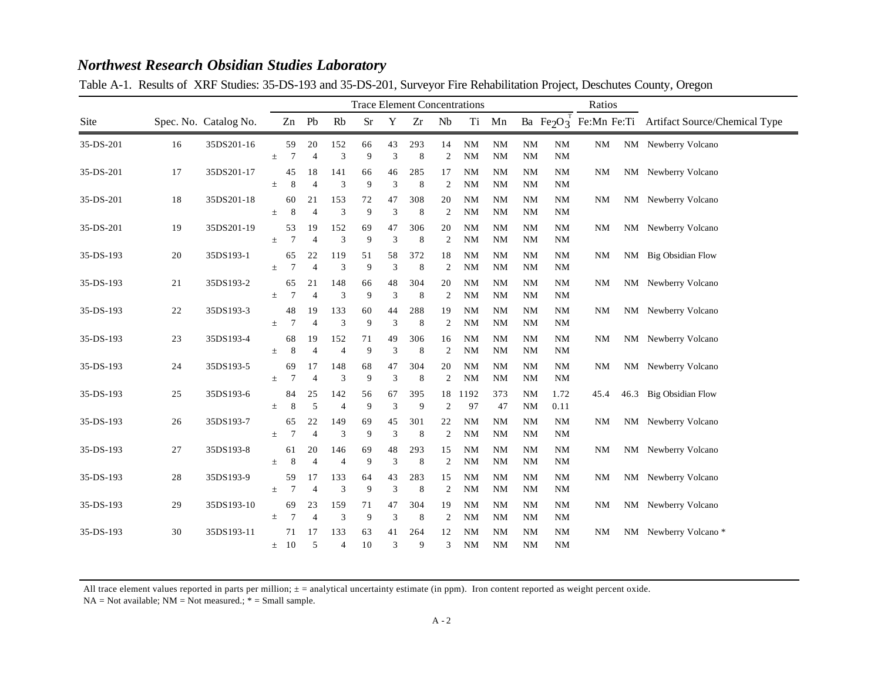***Northwest Research Obsidian Studies Laboratory***

Table A-1. Results of XRF Studies: 35-DS-193 and 35-DS-201, Surveyor Fire Rehabilitation Project, Deschutes County, Oregon

| Site | Spec. No. | Catalog No. | | Trace Element Concentrations | | | | | | | | | | | Ratios | | Artifact Source/Chemical Type |
|---|---|---|---|---|---|---|---|---|---|---|---|---|---|---|---|---|---|
| | | | | Zn | Pb | Rb | Sr | Y | Zr | Nb | Ti | Mn | Ba | $Fe_2O_3^T$ | Fe:Mn | Fe:Ti | |
| 35-DS-201 | 16 | 35DS201-16 | | 59 | 20 | 152 | 66 | 43 | 293 | 14 | NM | NM | NM | NM | NM | NM | Newberry Volcano |
| | | | ± | 7 | 4 | 3 | 9 | 3 | 8 | 2 | NM | NM | NM | NM | | | |
| 35-DS-201 | 17 | 35DS201-17 | | 45 | 18 | 141 | 66 | 46 | 285 | 17 | NM | NM | NM | NM | NM | NM | Newberry Volcano |
| | | | ± | 8 | 4 | 3 | 9 | 3 | 8 | 2 | NM | NM | NM | NM | | | |
| 35-DS-201 | 18 | 35DS201-18 | | 60 | 21 | 153 | 72 | 47 | 308 | 20 | NM | NM | NM | NM | NM | NM | Newberry Volcano |
| | | | ± | 8 | 4 | 3 | 9 | 3 | 8 | 2 | NM | NM | NM | NM | | | |
| 35-DS-201 | 19 | 35DS201-19 | | 53 | 19 | 152 | 69 | 47 | 306 | 20 | NM | NM | NM | NM | NM | NM | Newberry Volcano |
| | | | ± | 7 | 4 | 3 | 9 | 3 | 8 | 2 | NM | NM | NM | NM | | | |
| 35-DS-193 | 20 | 35DS193-1 | | 65 | 22 | 119 | 51 | 58 | 372 | 18 | NM | NM | NM | NM | NM | NM | Big Obsidian Flow |
| | | | ± | 7 | 4 | 3 | 9 | 3 | 8 | 2 | NM | NM | NM | NM | | | |
| 35-DS-193 | 21 | 35DS193-2 | | 65 | 21 | 148 | 66 | 48 | 304 | 20 | NM | NM | NM | NM | NM | NM | Newberry Volcano |
| | | | ± | 7 | 4 | 3 | 9 | 3 | 8 | 2 | NM | NM | NM | NM | | | |
| 35-DS-193 | 22 | 35DS193-3 | | 48 | 19 | 133 | 60 | 44 | 288 | 19 | NM | NM | NM | NM | NM | NM | Newberry Volcano |
| | | | ± | 7 | 4 | 3 | 9 | 3 | 8 | 2 | NM | NM | NM | NM | | | |
| 35-DS-193 | 23 | 35DS193-4 | | 68 | 19 | 152 | 71 | 49 | 306 | 16 | NM | NM | NM | NM | NM | NM | Newberry Volcano |
| | | | ± | 8 | 4 | 4 | 9 | 3 | 8 | 2 | NM | NM | NM | NM | | | |
| 35-DS-193 | 24 | 35DS193-5 | | 69 | 17 | 148 | 68 | 47 | 304 | 20 | NM | NM | NM | NM | NM | NM | Newberry Volcano |
| | | | ± | 7 | 4 | 3 | 9 | 3 | 8 | 2 | NM | NM | NM | NM | | | |
| 35-DS-193 | 25 | 35DS193-6 | | 84 | 25 | 142 | 56 | 67 | 395 | 18 | 1192 | 373 | NM | 1.72 | 45.4 | 46.3 | Big Obsidian Flow |
| | | | ± | 8 | 5 | 4 | 9 | 3 | 9 | 2 | 97 | 47 | NM | 0.11 | | | |
| 35-DS-193 | 26 | 35DS193-7 | | 65 | 22 | 149 | 69 | 45 | 301 | 22 | NM | NM | NM | NM | NM | NM | Newberry Volcano |
| | | | ± | 7 | 4 | 3 | 9 | 3 | 8 | 2 | NM | NM | NM | NM | | | |
| 35-DS-193 | 27 | 35DS193-8 | | 61 | 20 | 146 | 69 | 48 | 293 | 15 | NM | NM | NM | NM | NM | NM | Newberry Volcano |
| | | | ± | 8 | 4 | 4 | 9 | 3 | 8 | 2 | NM | NM | NM | NM | | | |
| 35-DS-193 | 28 | 35DS193-9 | | 59 | 17 | 133 | 64 | 43 | 283 | 15 | NM | NM | NM | NM | NM | NM | Newberry Volcano |
| | | | ± | 7 | 4 | 3 | 9 | 3 | 8 | 2 | NM | NM | NM | NM | | | |
| 35-DS-193 | 29 | 35DS193-10 | | 69 | 23 | 159 | 71 | 47 | 304 | 19 | NM | NM | NM | NM | NM | NM | Newberry Volcano |
| | | | ± | 7 | 4 | 3 | 9 | 3 | 8 | 2 | NM | NM | NM | NM | | | |
| 35-DS-193 | 30 | 35DS193-11 | | 71 | 17 | 133 | 63 | 41 | 264 | 12 | NM | NM | NM | NM | NM | NM | Newberry Volcano * |
| | | | ± | 10 | 5 | 4 | 10 | 3 | 9 | 3 | NM | NM | NM | NM | | | |

All trace element values reported in parts per million; ± = analytical uncertainty estimate (in ppm). Iron content reported as weight percent oxide.
NA = Not available; NM = Not measured.; * = Small sample.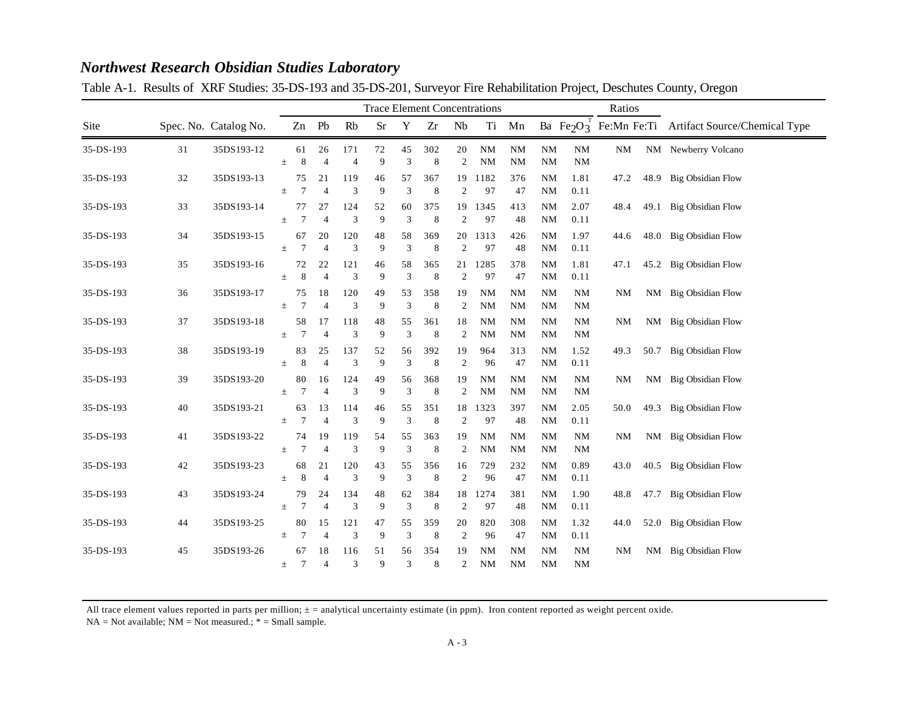## *Northwest Research Obsidian Studies Laboratory*

Table A-1. Results of XRF Studies: 35-DS-193 and 35-DS-201, Surveyor Fire Rehabilitation Project, Deschutes County, Oregon

| Site | Spec. No. | Catalog No. | | Trace Element Concentrations | | | | | | | | | | | Ratios | | Artifact Source/Chemical Type |
|---|---|---|---|---|---|---|---|---|---|---|---|---|---|---|---|---|---|
| | | | | Zn | Pb | Rb | Sr | Y | Zr | Nb | Ti | Mn | Ba | $Fe_2O_3^T$ | Fe:Mn | Fe:Ti | |
| 35-DS-193 | 31 | 35DS193-12 | | 61 | 26 | 171 | 72 | 45 | 302 | 20 | NM | NM | NM | NM | NM | NM | Newberry Volcano |
| | | | ± | 8 | 4 | 4 | 9 | 3 | 8 | 2 | NM | NM | NM | NM | | | |
| 35-DS-193 | 32 | 35DS193-13 | | 75 | 21 | 119 | 46 | 57 | 367 | 19 | 1182 | 376 | NM | 1.81 | 47.2 | 48.9 | Big Obsidian Flow |
| | | | ± | 7 | 4 | 3 | 9 | 3 | 8 | 2 | 97 | 47 | NM | 0.11 | | | |
| 35-DS-193 | 33 | 35DS193-14 | | 77 | 27 | 124 | 52 | 60 | 375 | 19 | 1345 | 413 | NM | 2.07 | 48.4 | 49.1 | Big Obsidian Flow |
| | | | ± | 7 | 4 | 3 | 9 | 3 | 8 | 2 | 97 | 48 | NM | 0.11 | | | |
| 35-DS-193 | 34 | 35DS193-15 | | 67 | 20 | 120 | 48 | 58 | 369 | 20 | 1313 | 426 | NM | 1.97 | 44.6 | 48.0 | Big Obsidian Flow |
| | | | ± | 7 | 4 | 3 | 9 | 3 | 8 | 2 | 97 | 48 | NM | 0.11 | | | |
| 35-DS-193 | 35 | 35DS193-16 | | 72 | 22 | 121 | 46 | 58 | 365 | 21 | 1285 | 378 | NM | 1.81 | 47.1 | 45.2 | Big Obsidian Flow |
| | | | ± | 8 | 4 | 3 | 9 | 3 | 8 | 2 | 97 | 47 | NM | 0.11 | | | |
| 35-DS-193 | 36 | 35DS193-17 | | 75 | 18 | 120 | 49 | 53 | 358 | 19 | NM | NM | NM | NM | NM | NM | Big Obsidian Flow |
| | | | ± | 7 | 4 | 3 | 9 | 3 | 8 | 2 | NM | NM | NM | NM | | | |
| 35-DS-193 | 37 | 35DS193-18 | | 58 | 17 | 118 | 48 | 55 | 361 | 18 | NM | NM | NM | NM | NM | NM | Big Obsidian Flow |
| | | | ± | 7 | 4 | 3 | 9 | 3 | 8 | 2 | NM | NM | NM | NM | | | |
| 35-DS-193 | 38 | 35DS193-19 | | 83 | 25 | 137 | 52 | 56 | 392 | 19 | 964 | 313 | NM | 1.52 | 49.3 | 50.7 | Big Obsidian Flow |
| | | | ± | 8 | 4 | 3 | 9 | 3 | 8 | 2 | 96 | 47 | NM | 0.11 | | | |
| 35-DS-193 | 39 | 35DS193-20 | | 80 | 16 | 124 | 49 | 56 | 368 | 19 | NM | NM | NM | NM | NM | NM | Big Obsidian Flow |
| | | | ± | 7 | 4 | 3 | 9 | 3 | 8 | 2 | NM | NM | NM | NM | | | |
| 35-DS-193 | 40 | 35DS193-21 | | 63 | 13 | 114 | 46 | 55 | 351 | 18 | 1323 | 397 | NM | 2.05 | 50.0 | 49.3 | Big Obsidian Flow |
| | | | ± | 7 | 4 | 3 | 9 | 3 | 8 | 2 | 97 | 48 | NM | 0.11 | | | |
| 35-DS-193 | 41 | 35DS193-22 | | 74 | 19 | 119 | 54 | 55 | 363 | 19 | NM | NM | NM | NM | NM | NM | Big Obsidian Flow |
| | | | ± | 7 | 4 | 3 | 9 | 3 | 8 | 2 | NM | NM | NM | NM | | | |
| 35-DS-193 | 42 | 35DS193-23 | | 68 | 21 | 120 | 43 | 55 | 356 | 16 | 729 | 232 | NM | 0.89 | 43.0 | 40.5 | Big Obsidian Flow |
| | | | ± | 8 | 4 | 3 | 9 | 3 | 8 | 2 | 96 | 47 | NM | 0.11 | | | |
| 35-DS-193 | 43 | 35DS193-24 | | 79 | 24 | 134 | 48 | 62 | 384 | 18 | 1274 | 381 | NM | 1.90 | 48.8 | 47.7 | Big Obsidian Flow |
| | | | ± | 7 | 4 | 3 | 9 | 3 | 8 | 2 | 97 | 48 | NM | 0.11 | | | |
| 35-DS-193 | 44 | 35DS193-25 | | 80 | 15 | 121 | 47 | 55 | 359 | 20 | 820 | 308 | NM | 1.32 | 44.0 | 52.0 | Big Obsidian Flow |
| | | | ± | 7 | 4 | 3 | 9 | 3 | 8 | 2 | 96 | 47 | NM | 0.11 | | | |
| 35-DS-193 | 45 | 35DS193-26 | | 67 | 18 | 116 | 51 | 56 | 354 | 19 | NM | NM | NM | NM | NM | NM | Big Obsidian Flow |
| | | | ± | 7 | 4 | 3 | 9 | 3 | 8 | 2 | NM | NM | NM | NM | | | |

All trace element values reported in parts per million; ± = analytical uncertainty estimate (in ppm). Iron content reported as weight percent oxide.
NA = Not available; NM = Not measured.; * = Small sample.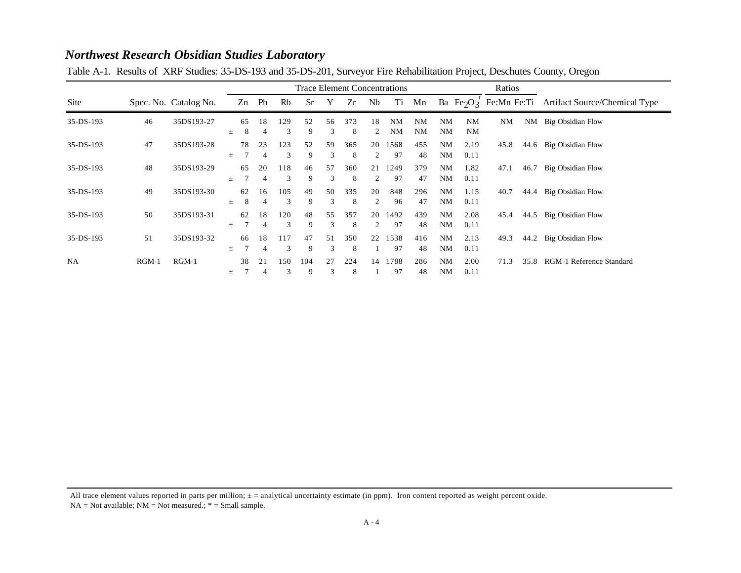## *Northwest Research Obsidian Studies Laboratory*

Table A-1. Results of XRF Studies: 35-DS-193 and 35-DS-201, Surveyor Fire Rehabilitation Project, Deschutes County, Oregon

| Site | Spec. No. | Catalog No. | | Trace Element Concentrations | | | | | | | | | | | Ratios | | Artifact Source/Chemical Type |
|---|---|---|---|---|---|---|---|---|---|---|---|---|---|---|---|---|---|
| | | | | Zn | Pb | Rb | Sr | Y | Zr | Nb | Ti | Mn | Ba | $Fe_2O_3^T$ | Fe:Mn | Fe:Ti | |
| 35-DS-193 | 46 | 35DS193-27 | | 65 | 18 | 129 | 52 | 56 | 373 | 18 | NM | NM | NM | NM | NM | NM | Big Obsidian Flow |
| | | | ± | 8 | 4 | 3 | 9 | 3 | 8 | 2 | NM | NM | NM | NM | | | |
| 35-DS-193 | 47 | 35DS193-28 | | 78 | 23 | 123 | 52 | 59 | 365 | 20 | 1568 | 455 | NM | 2.19 | 45.8 | 44.6 | Big Obsidian Flow |
| | | | ± | 7 | 4 | 3 | 9 | 3 | 8 | 2 | 97 | 48 | NM | 0.11 | | | |
| 35-DS-193 | 48 | 35DS193-29 | | 65 | 20 | 118 | 46 | 57 | 360 | 21 | 1249 | 379 | NM | 1.82 | 47.1 | 46.7 | Big Obsidian Flow |
| | | | ± | 7 | 4 | 3 | 9 | 3 | 8 | 2 | 97 | 47 | NM | 0.11 | | | |
| 35-DS-193 | 49 | 35DS193-30 | | 62 | 16 | 105 | 49 | 50 | 335 | 20 | 848 | 296 | NM | 1.15 | 40.7 | 44.4 | Big Obsidian Flow |
| | | | ± | 8 | 4 | 3 | 9 | 3 | 8 | 2 | 96 | 47 | NM | 0.11 | | | |
| 35-DS-193 | 50 | 35DS193-31 | | 62 | 18 | 120 | 48 | 55 | 357 | 20 | 1492 | 439 | NM | 2.08 | 45.4 | 44.5 | Big Obsidian Flow |
| | | | ± | 7 | 4 | 3 | 9 | 3 | 8 | 2 | 97 | 48 | NM | 0.11 | | | |
| 35-DS-193 | 51 | 35DS193-32 | | 66 | 18 | 117 | 47 | 51 | 350 | 22 | 1538 | 416 | NM | 2.13 | 49.3 | 44.2 | Big Obsidian Flow |
| | | | ± | 7 | 4 | 3 | 9 | 3 | 8 | 1 | 97 | 48 | NM | 0.11 | | | |
| NA | RGM-1 | RGM-1 | | 38 | 21 | 150 | 104 | 27 | 224 | 14 | 1788 | 286 | NM | 2.00 | 71.3 | 35.8 | RGM-1 Reference Standard |
| | | | ± | 7 | 4 | 3 | 9 | 3 | 8 | 1 | 97 | 48 | NM | 0.11 | | | |

All trace element values reported in parts per million; ± = analytical uncertainty estimate (in ppm). Iron content reported as weight percent oxide.
NA = Not available; NM = Not measured.; * = Small sample.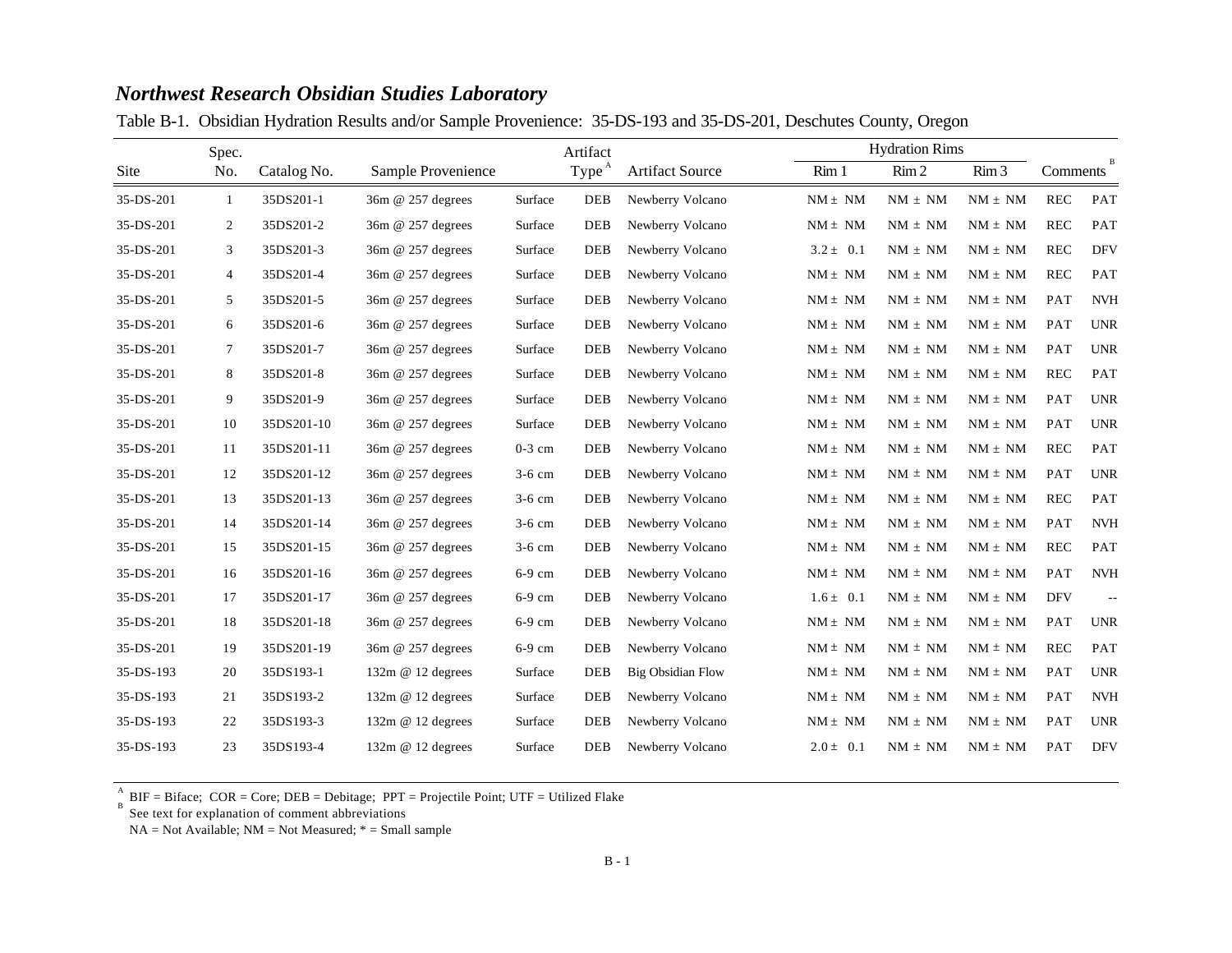## *Northwest Research Obsidian Studies Laboratory*

Table B-1. Obsidian Hydration Results and/or Sample Provenience: 35-DS-193 and 35-DS-201, Deschutes County, Oregon

| Site | Spec. No. | Catalog No. | Sample Provenience | | Artifact Type [A] | Artifact Source | Hydration Rims Rim 1 | Rim 2 | Rim 3 | Comments [B] | |
|---|---|---|---|---|---|---|---|---|---|---|---|
| 35-DS-201 | 1 | 35DS201-1 | 36m @ 257 degrees | Surface | DEB | Newberry Volcano | NM ± NM | NM ± NM | NM ± NM | REC | PAT |
| 35-DS-201 | 2 | 35DS201-2 | 36m @ 257 degrees | Surface | DEB | Newberry Volcano | NM ± NM | NM ± NM | NM ± NM | REC | PAT |
| 35-DS-201 | 3 | 35DS201-3 | 36m @ 257 degrees | Surface | DEB | Newberry Volcano | 3.2 ± 0.1 | NM ± NM | NM ± NM | REC | DFV |
| 35-DS-201 | 4 | 35DS201-4 | 36m @ 257 degrees | Surface | DEB | Newberry Volcano | NM ± NM | NM ± NM | NM ± NM | REC | PAT |
| 35-DS-201 | 5 | 35DS201-5 | 36m @ 257 degrees | Surface | DEB | Newberry Volcano | NM ± NM | NM ± NM | NM ± NM | PAT | NVH |
| 35-DS-201 | 6 | 35DS201-6 | 36m @ 257 degrees | Surface | DEB | Newberry Volcano | NM ± NM | NM ± NM | NM ± NM | PAT | UNR |
| 35-DS-201 | 7 | 35DS201-7 | 36m @ 257 degrees | Surface | DEB | Newberry Volcano | NM ± NM | NM ± NM | NM ± NM | PAT | UNR |
| 35-DS-201 | 8 | 35DS201-8 | 36m @ 257 degrees | Surface | DEB | Newberry Volcano | NM ± NM | NM ± NM | NM ± NM | REC | PAT |
| 35-DS-201 | 9 | 35DS201-9 | 36m @ 257 degrees | Surface | DEB | Newberry Volcano | NM ± NM | NM ± NM | NM ± NM | PAT | UNR |
| 35-DS-201 | 10 | 35DS201-10 | 36m @ 257 degrees | Surface | DEB | Newberry Volcano | NM ± NM | NM ± NM | NM ± NM | PAT | UNR |
| 35-DS-201 | 11 | 35DS201-11 | 36m @ 257 degrees | 0-3 cm | DEB | Newberry Volcano | NM ± NM | NM ± NM | NM ± NM | REC | PAT |
| 35-DS-201 | 12 | 35DS201-12 | 36m @ 257 degrees | 3-6 cm | DEB | Newberry Volcano | NM ± NM | NM ± NM | NM ± NM | PAT | UNR |
| 35-DS-201 | 13 | 35DS201-13 | 36m @ 257 degrees | 3-6 cm | DEB | Newberry Volcano | NM ± NM | NM ± NM | NM ± NM | REC | PAT |
| 35-DS-201 | 14 | 35DS201-14 | 36m @ 257 degrees | 3-6 cm | DEB | Newberry Volcano | NM ± NM | NM ± NM | NM ± NM | PAT | NVH |
| 35-DS-201 | 15 | 35DS201-15 | 36m @ 257 degrees | 3-6 cm | DEB | Newberry Volcano | NM ± NM | NM ± NM | NM ± NM | REC | PAT |
| 35-DS-201 | 16 | 35DS201-16 | 36m @ 257 degrees | 6-9 cm | DEB | Newberry Volcano | NM ± NM | NM ± NM | NM ± NM | PAT | NVH |
| 35-DS-201 | 17 | 35DS201-17 | 36m @ 257 degrees | 6-9 cm | DEB | Newberry Volcano | 1.6 ± 0.1 | NM ± NM | NM ± NM | DFV | -- |
| 35-DS-201 | 18 | 35DS201-18 | 36m @ 257 degrees | 6-9 cm | DEB | Newberry Volcano | NM ± NM | NM ± NM | NM ± NM | PAT | UNR |
| 35-DS-201 | 19 | 35DS201-19 | 36m @ 257 degrees | 6-9 cm | DEB | Newberry Volcano | NM ± NM | NM ± NM | NM ± NM | REC | PAT |
| 35-DS-193 | 20 | 35DS193-1 | 132m @ 12 degrees | Surface | DEB | Big Obsidian Flow | NM ± NM | NM ± NM | NM ± NM | PAT | UNR |
| 35-DS-193 | 21 | 35DS193-2 | 132m @ 12 degrees | Surface | DEB | Newberry Volcano | NM ± NM | NM ± NM | NM ± NM | PAT | NVH |
| 35-DS-193 | 22 | 35DS193-3 | 132m @ 12 degrees | Surface | DEB | Newberry Volcano | NM ± NM | NM ± NM | NM ± NM | PAT | UNR |
| 35-DS-193 | 23 | 35DS193-4 | 132m @ 12 degrees | Surface | DEB | Newberry Volcano | 2.0 ± 0.1 | NM ± NM | NM ± NM | PAT | DFV |

[A] BIF = Biface; COR = Core; DEB = Debitage; PPT = Projectile Point; UTF = Utilized Flake
[B] See text for explanation of comment abbreviations
NA = Not Available; NM = Not Measured; * = Small sample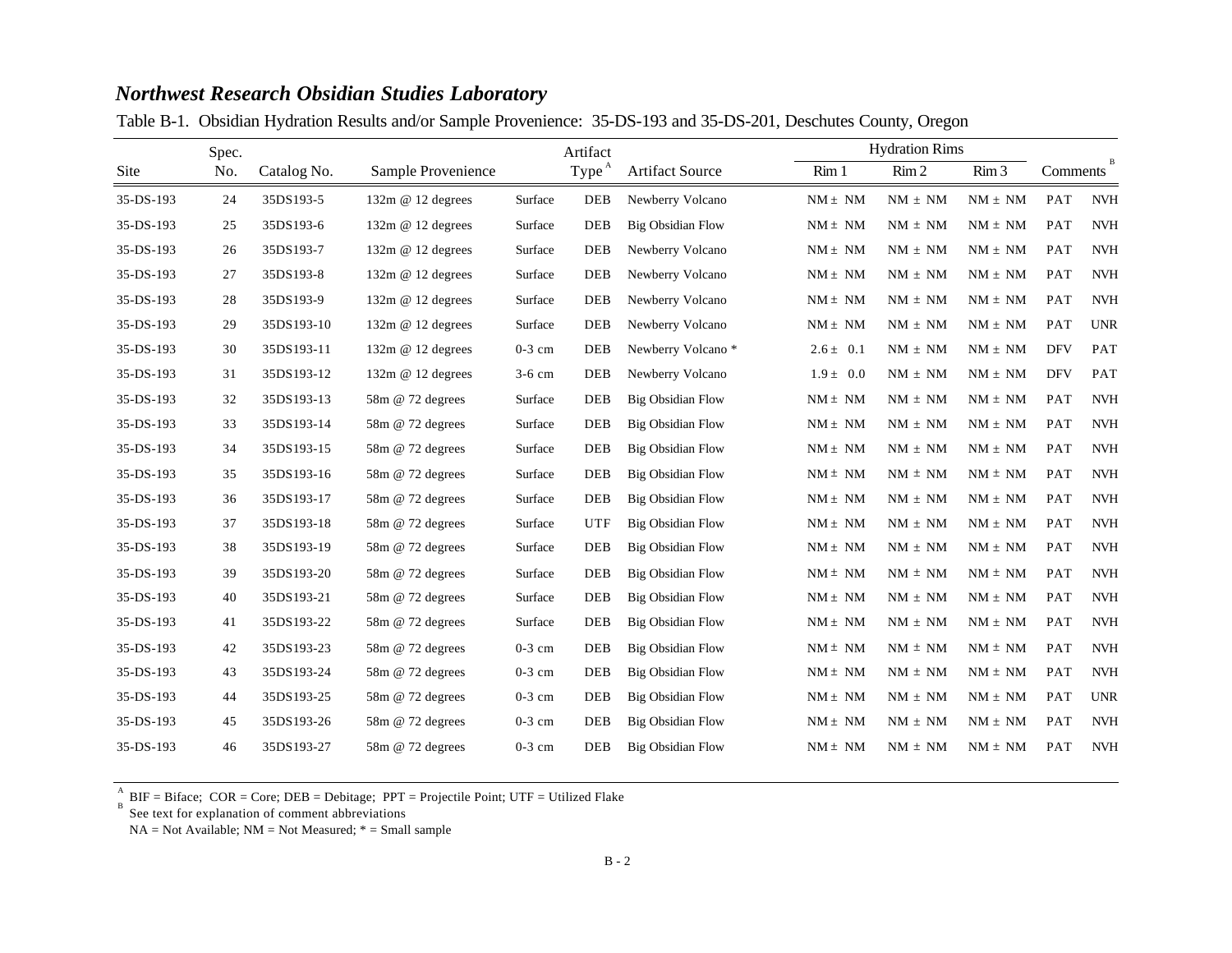## *Northwest Research Obsidian Studies Laboratory*

Table B-1. Obsidian Hydration Results and/or Sample Provenience: 35-DS-193 and 35-DS-201, Deschutes County, Oregon

| Site | Spec. No. | Catalog No. | Sample Provenience | | Artifact Type [A] | Artifact Source | Hydration Rims Rim 1 | Rim 2 | Rim 3 | Comments [B] | |
|---|---|---|---|---|---|---|---|---|---|---|---|
| 35-DS-193 | 24 | 35DS193-5 | 132m @ 12 degrees | Surface | DEB | Newberry Volcano | NM ± NM | NM ± NM | NM ± NM | PAT | NVH |
| 35-DS-193 | 25 | 35DS193-6 | 132m @ 12 degrees | Surface | DEB | Big Obsidian Flow | NM ± NM | NM ± NM | NM ± NM | PAT | NVH |
| 35-DS-193 | 26 | 35DS193-7 | 132m @ 12 degrees | Surface | DEB | Newberry Volcano | NM ± NM | NM ± NM | NM ± NM | PAT | NVH |
| 35-DS-193 | 27 | 35DS193-8 | 132m @ 12 degrees | Surface | DEB | Newberry Volcano | NM ± NM | NM ± NM | NM ± NM | PAT | NVH |
| 35-DS-193 | 28 | 35DS193-9 | 132m @ 12 degrees | Surface | DEB | Newberry Volcano | NM ± NM | NM ± NM | NM ± NM | PAT | NVH |
| 35-DS-193 | 29 | 35DS193-10 | 132m @ 12 degrees | Surface | DEB | Newberry Volcano | NM ± NM | NM ± NM | NM ± NM | PAT | UNR |
| 35-DS-193 | 30 | 35DS193-11 | 132m @ 12 degrees | 0-3 cm | DEB | Newberry Volcano * | 2.6 ± 0.1 | NM ± NM | NM ± NM | DFV | PAT |
| 35-DS-193 | 31 | 35DS193-12 | 132m @ 12 degrees | 3-6 cm | DEB | Newberry Volcano | 1.9 ± 0.0 | NM ± NM | NM ± NM | DFV | PAT |
| 35-DS-193 | 32 | 35DS193-13 | 58m @ 72 degrees | Surface | DEB | Big Obsidian Flow | NM ± NM | NM ± NM | NM ± NM | PAT | NVH |
| 35-DS-193 | 33 | 35DS193-14 | 58m @ 72 degrees | Surface | DEB | Big Obsidian Flow | NM ± NM | NM ± NM | NM ± NM | PAT | NVH |
| 35-DS-193 | 34 | 35DS193-15 | 58m @ 72 degrees | Surface | DEB | Big Obsidian Flow | NM ± NM | NM ± NM | NM ± NM | PAT | NVH |
| 35-DS-193 | 35 | 35DS193-16 | 58m @ 72 degrees | Surface | DEB | Big Obsidian Flow | NM ± NM | NM ± NM | NM ± NM | PAT | NVH |
| 35-DS-193 | 36 | 35DS193-17 | 58m @ 72 degrees | Surface | DEB | Big Obsidian Flow | NM ± NM | NM ± NM | NM ± NM | PAT | NVH |
| 35-DS-193 | 37 | 35DS193-18 | 58m @ 72 degrees | Surface | UTF | Big Obsidian Flow | NM ± NM | NM ± NM | NM ± NM | PAT | NVH |
| 35-DS-193 | 38 | 35DS193-19 | 58m @ 72 degrees | Surface | DEB | Big Obsidian Flow | NM ± NM | NM ± NM | NM ± NM | PAT | NVH |
| 35-DS-193 | 39 | 35DS193-20 | 58m @ 72 degrees | Surface | DEB | Big Obsidian Flow | NM ± NM | NM ± NM | NM ± NM | PAT | NVH |
| 35-DS-193 | 40 | 35DS193-21 | 58m @ 72 degrees | Surface | DEB | Big Obsidian Flow | NM ± NM | NM ± NM | NM ± NM | PAT | NVH |
| 35-DS-193 | 41 | 35DS193-22 | 58m @ 72 degrees | Surface | DEB | Big Obsidian Flow | NM ± NM | NM ± NM | NM ± NM | PAT | NVH |
| 35-DS-193 | 42 | 35DS193-23 | 58m @ 72 degrees | 0-3 cm | DEB | Big Obsidian Flow | NM ± NM | NM ± NM | NM ± NM | PAT | NVH |
| 35-DS-193 | 43 | 35DS193-24 | 58m @ 72 degrees | 0-3 cm | DEB | Big Obsidian Flow | NM ± NM | NM ± NM | NM ± NM | PAT | NVH |
| 35-DS-193 | 44 | 35DS193-25 | 58m @ 72 degrees | 0-3 cm | DEB | Big Obsidian Flow | NM ± NM | NM ± NM | NM ± NM | PAT | UNR |
| 35-DS-193 | 45 | 35DS193-26 | 58m @ 72 degrees | 0-3 cm | DEB | Big Obsidian Flow | NM ± NM | NM ± NM | NM ± NM | PAT | NVH |
| 35-DS-193 | 46 | 35DS193-27 | 58m @ 72 degrees | 0-3 cm | DEB | Big Obsidian Flow | NM ± NM | NM ± NM | NM ± NM | PAT | NVH |

[A] BIF = Biface; COR = Core; DEB = Debitage; PPT = Projectile Point; UTF = Utilized Flake
[B] See text for explanation of comment abbreviations
NA = Not Available; NM = Not Measured; * = Small sample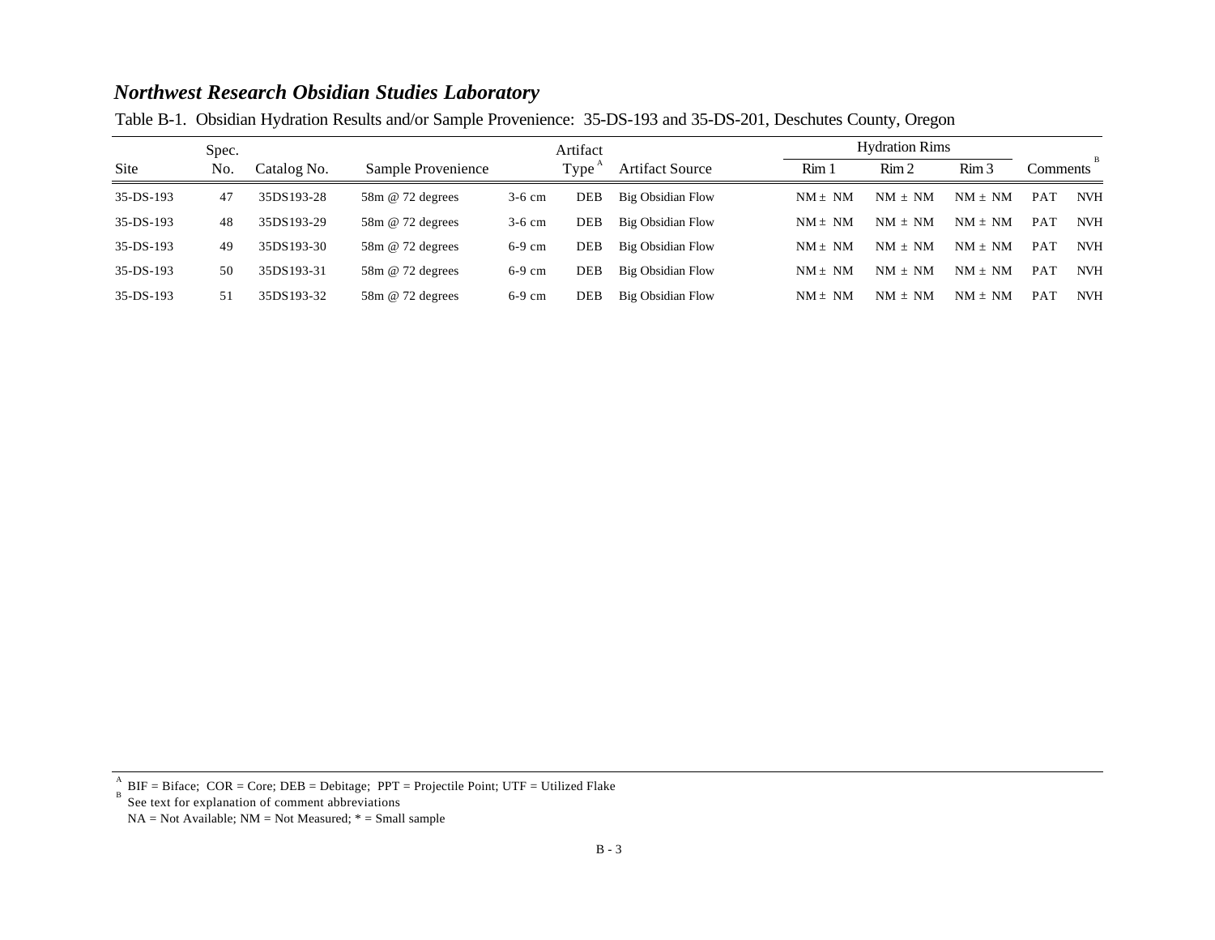## *Northwest Research Obsidian Studies Laboratory*

Table B-1. Obsidian Hydration Results and/or Sample Provenience: 35-DS-193 and 35-DS-201, Deschutes County, Oregon

| Site | Spec. No. | Catalog No. | Sample Provenience | | Artifact Type [A] | Artifact Source | Hydration Rims | | | Comments [B] | |
|---|---|---|---|---|---|---|---|---|---|---|---|
| | | | | | | | Rim 1 | Rim 2 | Rim 3 | | |
| 35-DS-193 | 47 | 35DS193-28 | 58m @ 72 degrees | 3-6 cm | DEB | Big Obsidian Flow | NM ± NM | NM ± NM | NM ± NM | PAT | NVH |
| 35-DS-193 | 48 | 35DS193-29 | 58m @ 72 degrees | 3-6 cm | DEB | Big Obsidian Flow | NM ± NM | NM ± NM | NM ± NM | PAT | NVH |
| 35-DS-193 | 49 | 35DS193-30 | 58m @ 72 degrees | 6-9 cm | DEB | Big Obsidian Flow | NM ± NM | NM ± NM | NM ± NM | PAT | NVH |
| 35-DS-193 | 50 | 35DS193-31 | 58m @ 72 degrees | 6-9 cm | DEB | Big Obsidian Flow | NM ± NM | NM ± NM | NM ± NM | PAT | NVH |
| 35-DS-193 | 51 | 35DS193-32 | 58m @ 72 degrees | 6-9 cm | DEB | Big Obsidian Flow | NM ± NM | NM ± NM | NM ± NM | PAT | NVH |

[A] BIF = Biface; COR = Core; DEB = Debitage; PPT = Projectile Point; UTF = Utilized Flake
[B] See text for explanation of comment abbreviations
NA = Not Available; NM = Not Measured; * = Small sample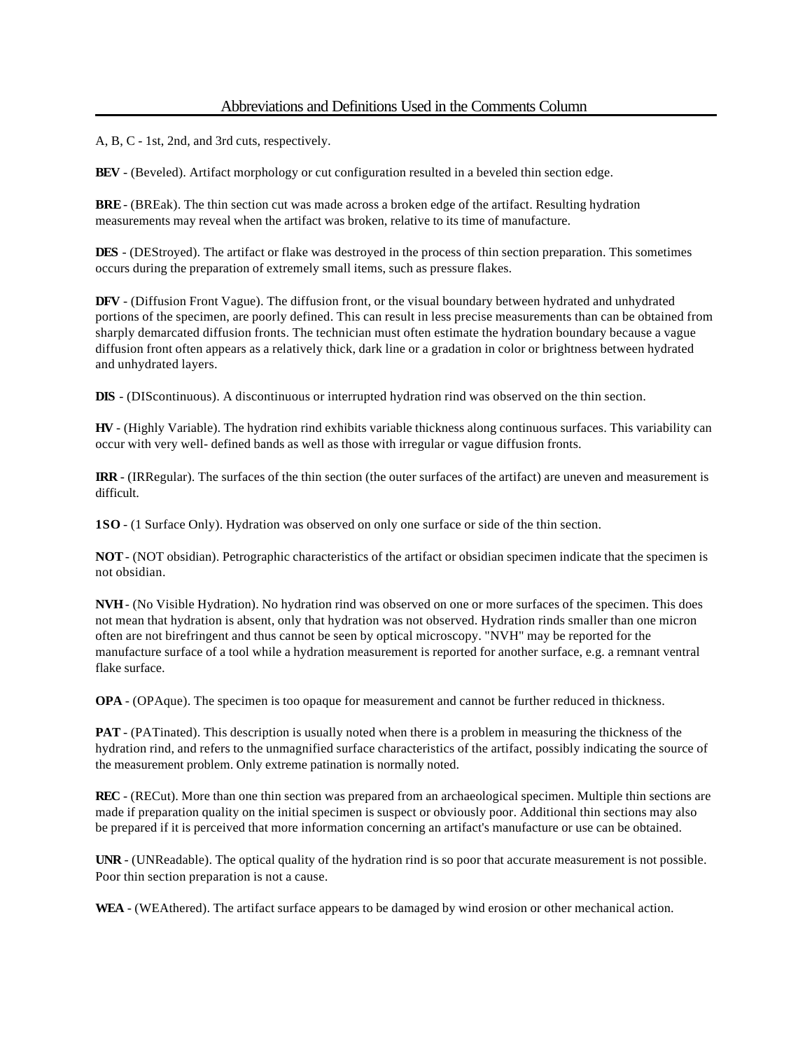## Abbreviations and Definitions Used in the Comments Column

A, B, C - 1st, 2nd, and 3rd cuts, respectively.

**BEV** - (Beveled). Artifact morphology or cut configuration resulted in a beveled thin section edge.

**BRE** - (BREak). The thin section cut was made across a broken edge of the artifact. Resulting hydration measurements may reveal when the artifact was broken, relative to its time of manufacture.

**DES** - (DEStroyed). The artifact or flake was destroyed in the process of thin section preparation. This sometimes occurs during the preparation of extremely small items, such as pressure flakes.

**DFV** - (Diffusion Front Vague). The diffusion front, or the visual boundary between hydrated and unhydrated portions of the specimen, are poorly defined. This can result in less precise measurements than can be obtained from sharply demarcated diffusion fronts. The technician must often estimate the hydration boundary because a vague diffusion front often appears as a relatively thick, dark line or a gradation in color or brightness between hydrated and unhydrated layers.

**DIS** - (DIScontinuous). A discontinuous or interrupted hydration rind was observed on the thin section.

**HV** - (Highly Variable). The hydration rind exhibits variable thickness along continuous surfaces. This variability can occur with very well- defined bands as well as those with irregular or vague diffusion fronts.

**IRR** - (IRRegular). The surfaces of the thin section (the outer surfaces of the artifact) are uneven and measurement is difficult.

**1SO** - (1 Surface Only). Hydration was observed on only one surface or side of the thin section.

**NOT** - (NOT obsidian). Petrographic characteristics of the artifact or obsidian specimen indicate that the specimen is not obsidian.

**NVH** - (No Visible Hydration). No hydration rind was observed on one or more surfaces of the specimen. This does not mean that hydration is absent, only that hydration was not observed. Hydration rinds smaller than one micron often are not birefringent and thus cannot be seen by optical microscopy. "NVH" may be reported for the manufacture surface of a tool while a hydration measurement is reported for another surface, e.g. a remnant ventral flake surface.

**OPA** - (OPAque). The specimen is too opaque for measurement and cannot be further reduced in thickness.

**PAT** - (PATinated). This description is usually noted when there is a problem in measuring the thickness of the hydration rind, and refers to the unmagnified surface characteristics of the artifact, possibly indicating the source of the measurement problem. Only extreme patination is normally noted.

**REC** - (RECut). More than one thin section was prepared from an archaeological specimen. Multiple thin sections are made if preparation quality on the initial specimen is suspect or obviously poor. Additional thin sections may also be prepared if it is perceived that more information concerning an artifact's manufacture or use can be obtained.

**UNR** - (UNReadable). The optical quality of the hydration rind is so poor that accurate measurement is not possible. Poor thin section preparation is not a cause.

**WEA** - (WEAthered). The artifact surface appears to be damaged by wind erosion or other mechanical action.